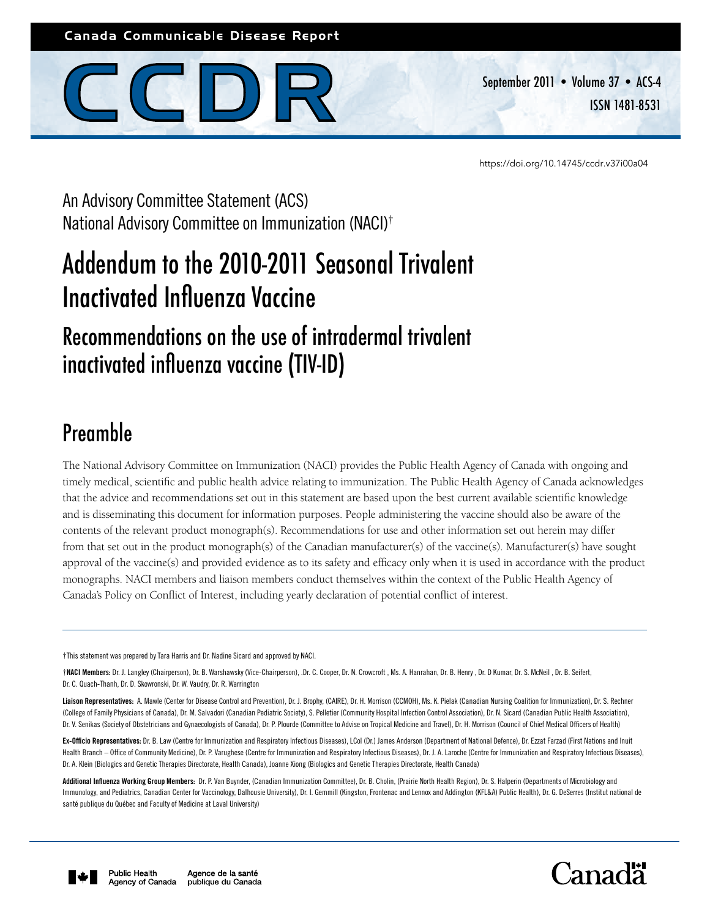Canada Communicable Disease Report

# CCDR

September 2011 • Volume 37 • ACS-4
ISSN 1481-8531

https://doi.org/10.14745/ccdr.v37i00a04

An Advisory Committee Statement (ACS)
National Advisory Committee on Immunization (NACI)†

# Addendum to the 2010-2011 Seasonal Trivalent Inactivated Influenza Vaccine

## Recommendations on the use of intradermal trivalent inactivated influenza vaccine (TIV-ID)

## Preamble

The National Advisory Committee on Immunization (NACI) provides the Public Health Agency of Canada with ongoing and timely medical, scientific and public health advice relating to immunization. The Public Health Agency of Canada acknowledges that the advice and recommendations set out in this statement are based upon the best current available scientific knowledge and is disseminating this document for information purposes. People administering the vaccine should also be aware of the contents of the relevant product monograph(s). Recommendations for use and other information set out herein may differ from that set out in the product monograph(s) of the Canadian manufacturer(s) of the vaccine(s). Manufacturer(s) have sought approval of the vaccine(s) and provided evidence as to its safety and efficacy only when it is used in accordance with the product monographs. NACI members and liaison members conduct themselves within the context of the Public Health Agency of Canada's Policy on Conflict of Interest, including yearly declaration of potential conflict of interest.

---

†This statement was prepared by Tara Harris and Dr. Nadine Sicard and approved by NACI.

†**NACI Members:** Dr. J. Langley (Chairperson), Dr. B. Warshawsky (Vice-Chairperson), .Dr. C. Cooper, Dr. N. Crowcroft , Ms. A. Hanrahan, Dr. B. Henry , Dr. D Kumar, Dr. S. McNeil , Dr. B. Seifert, Dr. C. Quach-Thanh, Dr. D. Skowronski, Dr. W. Vaudry, Dr. R. Warrington

**Liaison Representatives:** A. Mawle (Center for Disease Control and Prevention), Dr. J. Brophy, (CAIRE), Dr. H. Morrison (CCMOH), Ms. K. Pielak (Canadian Nursing Coalition for Immunization), Dr. S. Rechner (College of Family Physicians of Canada), Dr. M. Salvadori (Canadian Pediatric Society), S. Pelletier (Community Hospital Infection Control Association), Dr. N. Sicard (Canadian Public Health Association), Dr. V. Senikas (Society of Obstetricians and Gynaecologists of Canada), Dr. P. Plourde (Committee to Advise on Tropical Medicine and Travel), Dr. H. Morrison (Council of Chief Medical Officers of Health)

**Ex-Officio Representatives:** Dr. B. Law (Centre for Immunization and Respiratory Infectious Diseases), LCol (Dr.) James Anderson (Department of National Defence), Dr. Ezzat Farzad (First Nations and Inuit Health Branch – Office of Community Medicine), Dr. P. Varughese (Centre for Immunization and Respiratory Infectious Diseases), Dr. J. A. Laroche (Centre for Immunization and Respiratory Infectious Diseases), Dr. A. Klein (Biologics and Genetic Therapies Directorate, Health Canada), Joanne Xiong (Biologics and Genetic Therapies Directorate, Health Canada)

**Additional Influenza Working Group Members:** Dr. P. Van Buynder, (Canadian Immunization Committee), Dr. B. Cholin, (Prairie North Health Region), Dr. S. Halperin (Departments of Microbiology and Immunology, and Pediatrics, Canadian Center for Vaccinology, Dalhousie University), Dr. I. Gemmill (Kingston, Frontenac and Lennox and Addington (KFL&A) Public Health), Dr. G. DeSerres (Institut national de santé publique du Québec and Faculty of Medicine at Laval University)

Public Health Agency of Canada | Agence de la santé publique du Canada

Canada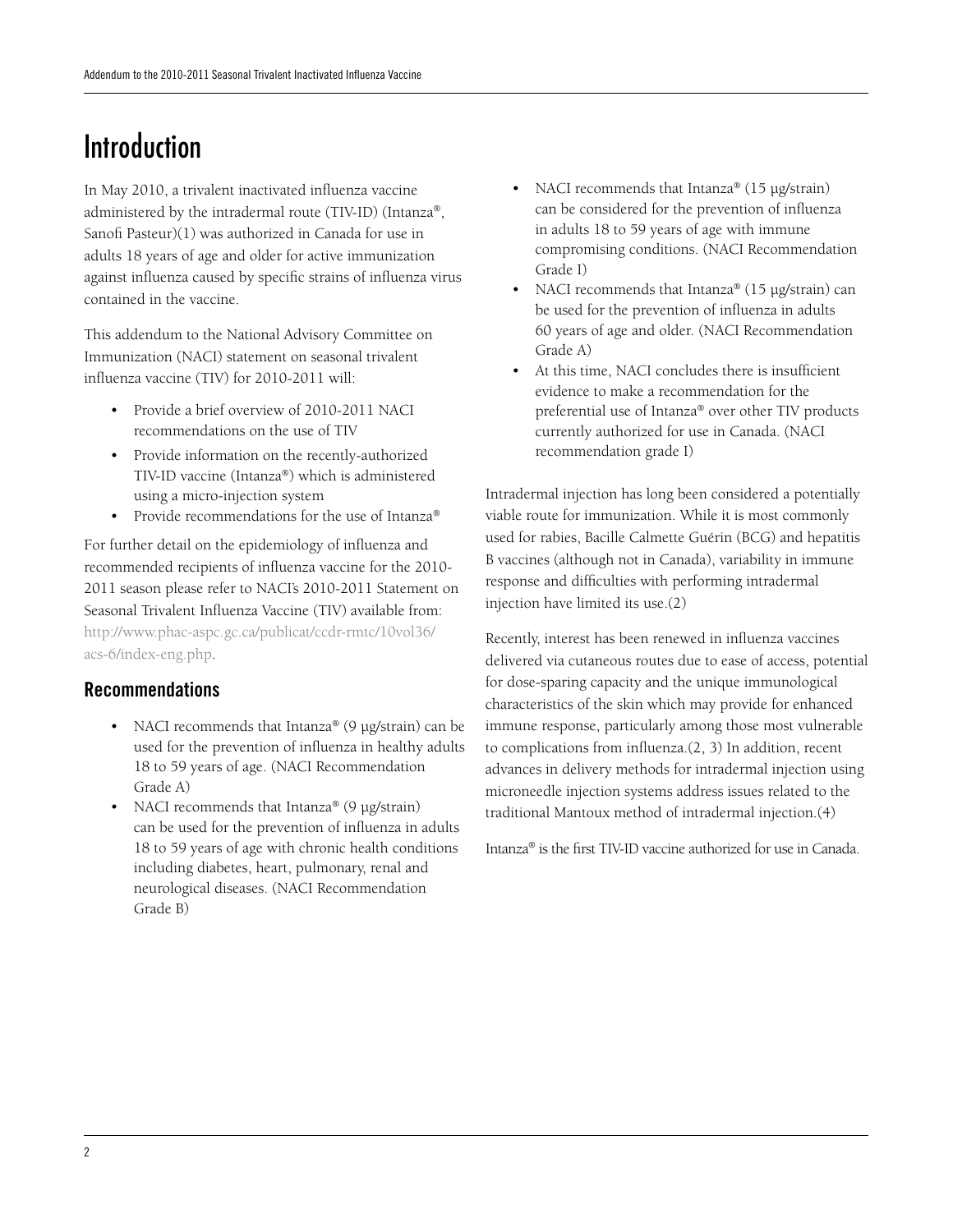# Introduction

In May 2010, a trivalent inactivated influenza vaccine administered by the intradermal route (TIV-ID) (Intanza®, Sanofi Pasteur)(1) was authorized in Canada for use in adults 18 years of age and older for active immunization against influenza caused by specific strains of influenza virus contained in the vaccine.

This addendum to the National Advisory Committee on Immunization (NACI) statement on seasonal trivalent influenza vaccine (TIV) for 2010-2011 will:

- Provide a brief overview of 2010-2011 NACI recommendations on the use of TIV
- Provide information on the recently-authorized TIV-ID vaccine (Intanza®) which is administered using a micro-injection system
- Provide recommendations for the use of Intanza®

For further detail on the epidemiology of influenza and recommended recipients of influenza vaccine for the 2010-2011 season please refer to NACI's 2010-2011 Statement on Seasonal Trivalent Influenza Vaccine (TIV) available from: http://www.phac-aspc.gc.ca/publicat/ccdr-rmtc/10vol36/acs-6/index-eng.php.

## Recommendations

- NACI recommends that Intanza® (9 µg/strain) can be used for the prevention of influenza in healthy adults 18 to 59 years of age. (NACI Recommendation Grade A)
- NACI recommends that Intanza® (9 µg/strain) can be used for the prevention of influenza in adults 18 to 59 years of age with chronic health conditions including diabetes, heart, pulmonary, renal and neurological diseases. (NACI Recommendation Grade B)
- NACI recommends that Intanza® (15 µg/strain) can be considered for the prevention of influenza in adults 18 to 59 years of age with immune compromising conditions. (NACI Recommendation Grade I)
- NACI recommends that Intanza® (15 µg/strain) can be used for the prevention of influenza in adults 60 years of age and older. (NACI Recommendation Grade A)
- At this time, NACI concludes there is insufficient evidence to make a recommendation for the preferential use of Intanza® over other TIV products currently authorized for use in Canada. (NACI recommendation grade I)

Intradermal injection has long been considered a potentially viable route for immunization. While it is most commonly used for rabies, Bacille Calmette Guérin (BCG) and hepatitis B vaccines (although not in Canada), variability in immune response and difficulties with performing intradermal injection have limited its use.(2)

Recently, interest has been renewed in influenza vaccines delivered via cutaneous routes due to ease of access, potential for dose-sparing capacity and the unique immunological characteristics of the skin which may provide for enhanced immune response, particularly among those most vulnerable to complications from influenza.(2, 3) In addition, recent advances in delivery methods for intradermal injection using microneedle injection systems address issues related to the traditional Mantoux method of intradermal injection.(4)

Intanza® is the first TIV-ID vaccine authorized for use in Canada.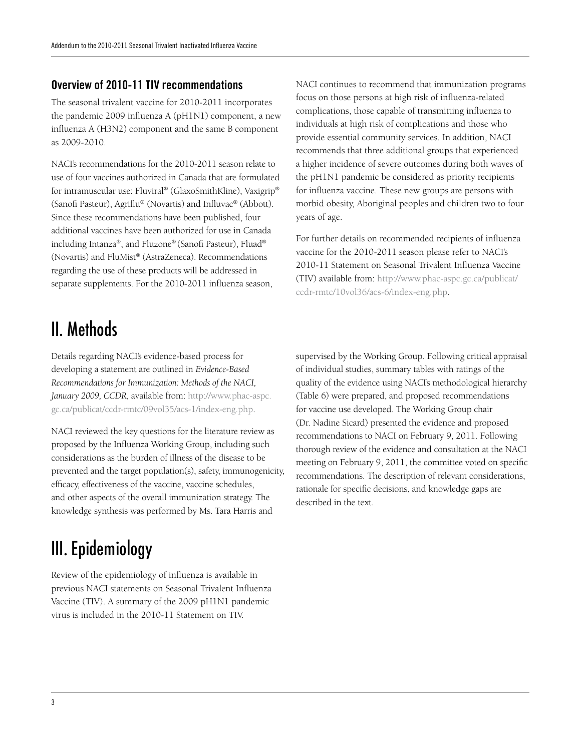### Overview of 2010-11 TIV recommendations

The seasonal trivalent vaccine for 2010-2011 incorporates the pandemic 2009 influenza A (pH1N1) component, a new influenza A (H3N2) component and the same B component as 2009-2010.

NACI's recommendations for the 2010-2011 season relate to use of four vaccines authorized in Canada that are formulated for intramuscular use: Fluviral® (GlaxoSmithKline), Vaxigrip® (Sanofi Pasteur), Agriflu® (Novartis) and Influvac® (Abbott). Since these recommendations have been published, four additional vaccines have been authorized for use in Canada including Intanza®, and Fluzone® (Sanofi Pasteur), Fluad® (Novartis) and FluMist® (AstraZeneca). Recommendations regarding the use of these products will be addressed in separate supplements. For the 2010-2011 influenza season, NACI continues to recommend that immunization programs focus on those persons at high risk of influenza-related complications, those capable of transmitting influenza to individuals at high risk of complications and those who provide essential community services. In addition, NACI recommends that three additional groups that experienced a higher incidence of severe outcomes during both waves of the pH1N1 pandemic be considered as priority recipients for influenza vaccine. These new groups are persons with morbid obesity, Aboriginal peoples and children two to four years of age.

For further details on recommended recipients of influenza vaccine for the 2010-2011 season please refer to NACI's 2010-11 Statement on Seasonal Trivalent Influenza Vaccine (TIV) available from: http://www.phac-aspc.gc.ca/publicat/ccdr-rmtc/10vol36/acs-6/index-eng.php.

# II. Methods

Details regarding NACI's evidence-based process for developing a statement are outlined in *Evidence-Based Recommendations for Immunization: Methods of the NACI, January 2009, CCDR*, available from: http://www.phac-aspc.gc.ca/publicat/ccdr-rmtc/09vol35/acs-1/index-eng.php.

NACI reviewed the key questions for the literature review as proposed by the Influenza Working Group, including such considerations as the burden of illness of the disease to be prevented and the target population(s), safety, immunogenicity, efficacy, effectiveness of the vaccine, vaccine schedules, and other aspects of the overall immunization strategy. The knowledge synthesis was performed by Ms. Tara Harris and supervised by the Working Group. Following critical appraisal of individual studies, summary tables with ratings of the quality of the evidence using NACI's methodological hierarchy (Table 6) were prepared, and proposed recommendations for vaccine use developed. The Working Group chair (Dr. Nadine Sicard) presented the evidence and proposed recommendations to NACI on February 9, 2011. Following thorough review of the evidence and consultation at the NACI meeting on February 9, 2011, the committee voted on specific recommendations. The description of relevant considerations, rationale for specific decisions, and knowledge gaps are described in the text.

# III. Epidemiology

Review of the epidemiology of influenza is available in previous NACI statements on Seasonal Trivalent Influenza Vaccine (TIV). A summary of the 2009 pH1N1 pandemic virus is included in the 2010-11 Statement on TIV.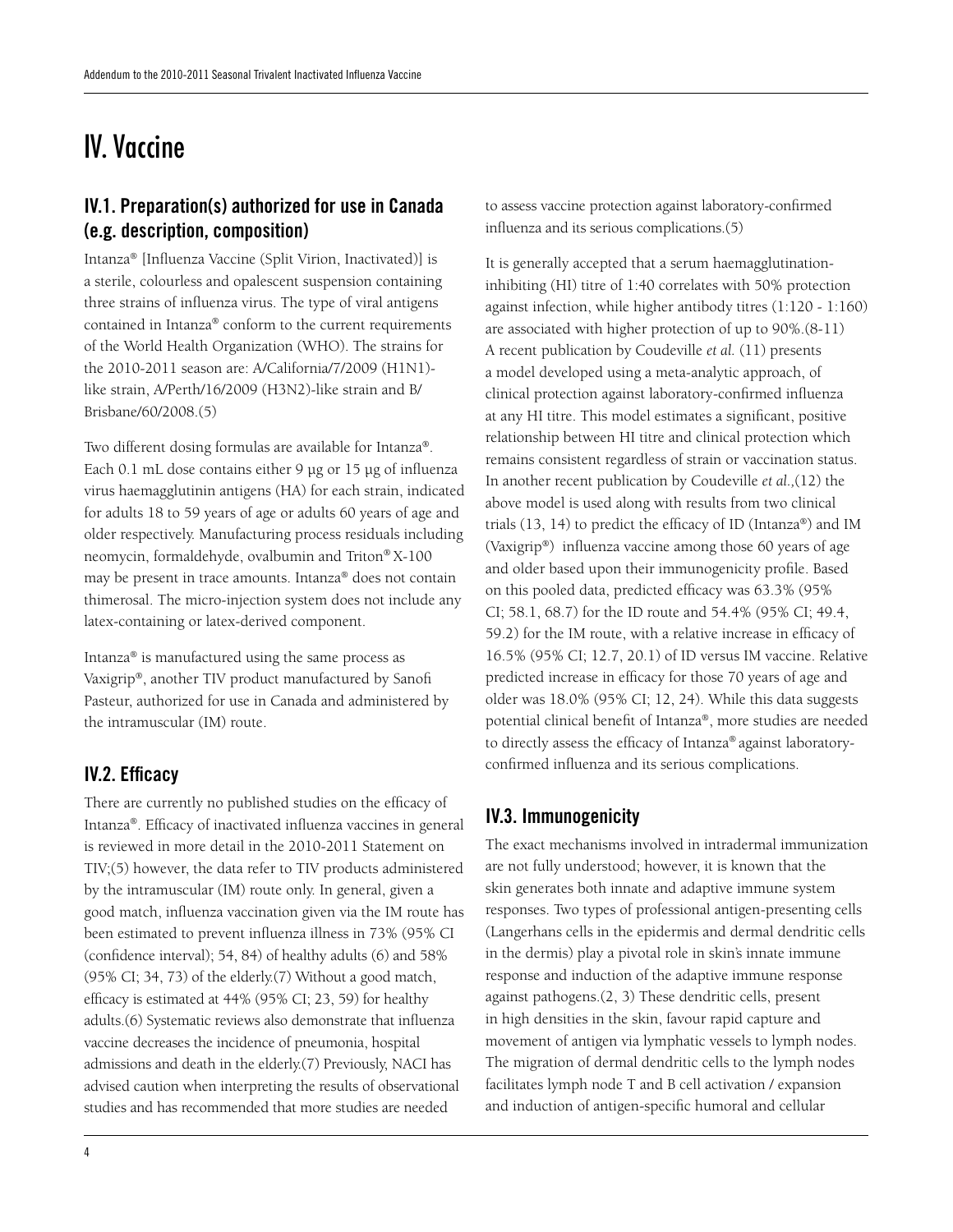# IV. Vaccine

## IV.1. Preparation(s) authorized for use in Canada (e.g. description, composition)

Intanza® [Influenza Vaccine (Split Virion, Inactivated)] is a sterile, colourless and opalescent suspension containing three strains of influenza virus. The type of viral antigens contained in Intanza® conform to the current requirements of the World Health Organization (WHO). The strains for the 2010-2011 season are: A/California/7/2009 (H1N1)-like strain, A/Perth/16/2009 (H3N2)-like strain and B/Brisbane/60/2008.(5)

Two different dosing formulas are available for Intanza®. Each 0.1 mL dose contains either 9 µg or 15 µg of influenza virus haemagglutinin antigens (HA) for each strain, indicated for adults 18 to 59 years of age or adults 60 years of age and older respectively. Manufacturing process residuals including neomycin, formaldehyde, ovalbumin and Triton® X-100 may be present in trace amounts. Intanza® does not contain thimerosal. The micro-injection system does not include any latex-containing or latex-derived component.

Intanza® is manufactured using the same process as Vaxigrip®, another TIV product manufactured by Sanofi Pasteur, authorized for use in Canada and administered by the intramuscular (IM) route.

## IV.2. Efficacy

There are currently no published studies on the efficacy of Intanza®. Efficacy of inactivated influenza vaccines in general is reviewed in more detail in the 2010-2011 Statement on TIV;(5) however, the data refer to TIV products administered by the intramuscular (IM) route only. In general, given a good match, influenza vaccination given via the IM route has been estimated to prevent influenza illness in 73% (95% CI (confidence interval); 54, 84) of healthy adults (6) and 58% (95% CI; 34, 73) of the elderly.(7) Without a good match, efficacy is estimated at 44% (95% CI; 23, 59) for healthy adults.(6) Systematic reviews also demonstrate that influenza vaccine decreases the incidence of pneumonia, hospital admissions and death in the elderly.(7) Previously, NACI has advised caution when interpreting the results of observational studies and has recommended that more studies are needed to assess vaccine protection against laboratory-confirmed influenza and its serious complications.(5)

It is generally accepted that a serum haemagglutination-inhibiting (HI) titre of 1:40 correlates with 50% protection against infection, while higher antibody titres (1:120 - 1:160) are associated with higher protection of up to 90%.(8-11) A recent publication by Coudeville *et al.* (11) presents a model developed using a meta-analytic approach, of clinical protection against laboratory-confirmed influenza at any HI titre. This model estimates a significant, positive relationship between HI titre and clinical protection which remains consistent regardless of strain or vaccination status. In another recent publication by Coudeville *et al.*,(12) the above model is used along with results from two clinical trials (13, 14) to predict the efficacy of ID (Intanza®) and IM (Vaxigrip®) influenza vaccine among those 60 years of age and older based upon their immunogenicity profile. Based on this pooled data, predicted efficacy was 63.3% (95% CI; 58.1, 68.7) for the ID route and 54.4% (95% CI; 49.4, 59.2) for the IM route, with a relative increase in efficacy of 16.5% (95% CI; 12.7, 20.1) of ID versus IM vaccine. Relative predicted increase in efficacy for those 70 years of age and older was 18.0% (95% CI; 12, 24). While this data suggests potential clinical benefit of Intanza®, more studies are needed to directly assess the efficacy of Intanza® against laboratory-confirmed influenza and its serious complications.

## IV.3. Immunogenicity

The exact mechanisms involved in intradermal immunization are not fully understood; however, it is known that the skin generates both innate and adaptive immune system responses. Two types of professional antigen-presenting cells (Langerhans cells in the epidermis and dermal dendritic cells in the dermis) play a pivotal role in skin's innate immune response and induction of the adaptive immune response against pathogens.(2, 3) These dendritic cells, present in high densities in the skin, favour rapid capture and movement of antigen via lymphatic vessels to lymph nodes. The migration of dermal dendritic cells to the lymph nodes facilitates lymph node T and B cell activation / expansion and induction of antigen-specific humoral and cellular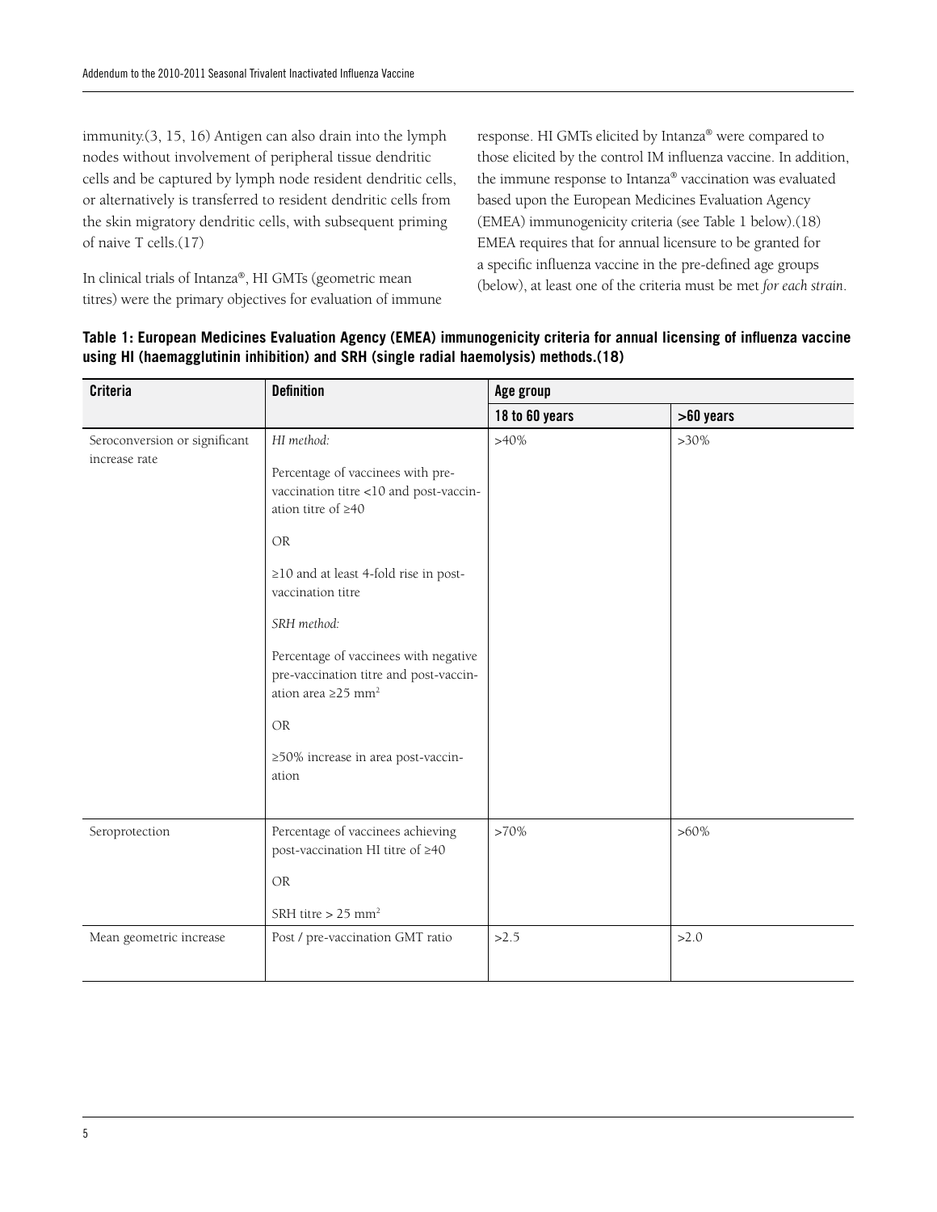immunity.(3, 15, 16) Antigen can also drain into the lymph nodes without involvement of peripheral tissue dendritic cells and be captured by lymph node resident dendritic cells, or alternatively is transferred to resident dendritic cells from the skin migratory dendritic cells, with subsequent priming of naive T cells.(17)

In clinical trials of Intanza®, HI GMTs (geometric mean titres) were the primary objectives for evaluation of immune response. HI GMTs elicited by Intanza® were compared to those elicited by the control IM influenza vaccine. In addition, the immune response to Intanza® vaccination was evaluated based upon the European Medicines Evaluation Agency (EMEA) immunogenicity criteria (see Table 1 below).(18) EMEA requires that for annual licensure to be granted for a specific influenza vaccine in the pre-defined age groups (below), at least one of the criteria must be met *for each strain*.

**Table 1: European Medicines Evaluation Agency (EMEA) immunogenicity criteria for annual licensing of influenza vaccine using HI (haemagglutinin inhibition) and SRH (single radial haemolysis) methods.(18)**

| Criteria | Definition | Age group | |
|---|---|---|---|
| | | 18 to 60 years | >60 years |
| Seroconversion or significant increase rate | *HI method:* Percentage of vaccinees with pre-vaccination titre <10 and post-vaccination titre of ≥40 OR ≥10 and at least 4-fold rise in post-vaccination titre *SRH method:* Percentage of vaccinees with negative pre-vaccination titre and post-vaccination area ≥25 mm² OR ≥50% increase in area post-vaccination | >40% | >30% |
| Seroprotection | Percentage of vaccinees achieving post-vaccination HI titre of ≥40 OR SRH titre > 25 mm² | >70% | >60% |
| Mean geometric increase | Post / pre-vaccination GMT ratio | >2.5 | >2.0 |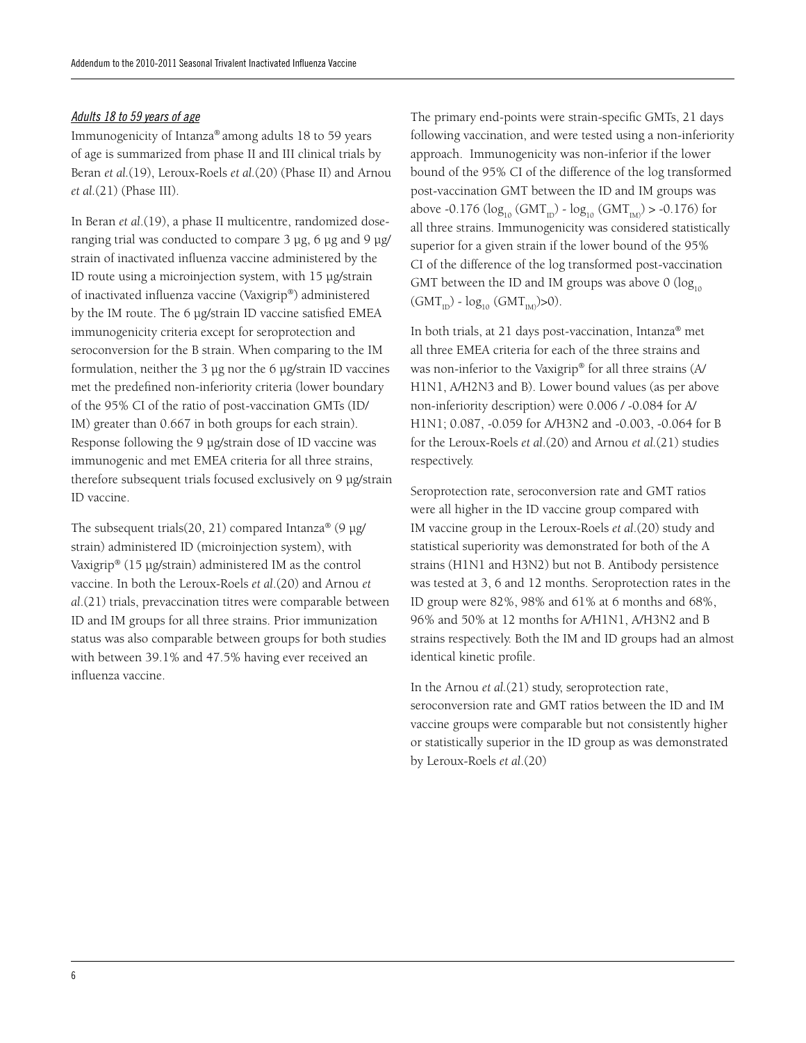*Adults 18 to 59 years of age*

Immunogenicity of Intanza® among adults 18 to 59 years of age is summarized from phase II and III clinical trials by Beran *et al*.(19), Leroux-Roels *et al*.(20) (Phase II) and Arnou *et al*.(21) (Phase III).

In Beran *et al*.(19), a phase II multicentre, randomized dose-ranging trial was conducted to compare 3 µg, 6 µg and 9 µg/strain of inactivated influenza vaccine administered by the ID route using a microinjection system, with 15 µg/strain of inactivated influenza vaccine (Vaxigrip®) administered by the IM route. The 6 µg/strain ID vaccine satisfied EMEA immunogenicity criteria except for seroprotection and seroconversion for the B strain. When comparing to the IM formulation, neither the 3 µg nor the 6 µg/strain ID vaccines met the predefined non-inferiority criteria (lower boundary of the 95% CI of the ratio of post-vaccination GMTs (ID/IM) greater than 0.667 in both groups for each strain). Response following the 9 µg/strain dose of ID vaccine was immunogenic and met EMEA criteria for all three strains, therefore subsequent trials focused exclusively on 9 µg/strain ID vaccine.

The subsequent trials(20, 21) compared Intanza® (9 µg/strain) administered ID (microinjection system), with Vaxigrip® (15 µg/strain) administered IM as the control vaccine. In both the Leroux-Roels *et al*.(20) and Arnou *et al*.(21) trials, prevaccination titres were comparable between ID and IM groups for all three strains. Prior immunization status was also comparable between groups for both studies with between 39.1% and 47.5% having ever received an influenza vaccine.

The primary end-points were strain-specific GMTs, 21 days following vaccination, and were tested using a non-inferiority approach. Immunogenicity was non-inferior if the lower bound of the 95% CI of the difference of the log transformed post-vaccination GMT between the ID and IM groups was above -0.176 ($\log_{10}(GMT_{ID}) - \log_{10}(GMT_{IM}) > -0.176$) for all three strains. Immunogenicity was considered statistically superior for a given strain if the lower bound of the 95% CI of the difference of the log transformed post-vaccination GMT between the ID and IM groups was above 0 ($\log_{10}(GMT_{ID}) - \log_{10}(GMT_{IM}) > 0$).

In both trials, at 21 days post-vaccination, Intanza® met all three EMEA criteria for each of the three strains and was non-inferior to the Vaxigrip® for all three strains (A/H1N1, A/H2N3 and B). Lower bound values (as per above non-inferiority description) were 0.006 / -0.084 for A/H1N1; 0.087, -0.059 for A/H3N2 and -0.003, -0.064 for B for the Leroux-Roels *et al*.(20) and Arnou *et al*.(21) studies respectively.

Seroprotection rate, seroconversion rate and GMT ratios were all higher in the ID vaccine group compared with IM vaccine group in the Leroux-Roels *et al*.(20) study and statistical superiority was demonstrated for both of the A strains (H1N1 and H3N2) but not B. Antibody persistence was tested at 3, 6 and 12 months. Seroprotection rates in the ID group were 82%, 98% and 61% at 6 months and 68%, 96% and 50% at 12 months for A/H1N1, A/H3N2 and B strains respectively. Both the IM and ID groups had an almost identical kinetic profile.

In the Arnou *et al*.(21) study, seroprotection rate, seroconversion rate and GMT ratios between the ID and IM vaccine groups were comparable but not consistently higher or statistically superior in the ID group as was demonstrated by Leroux-Roels *et al*.(20)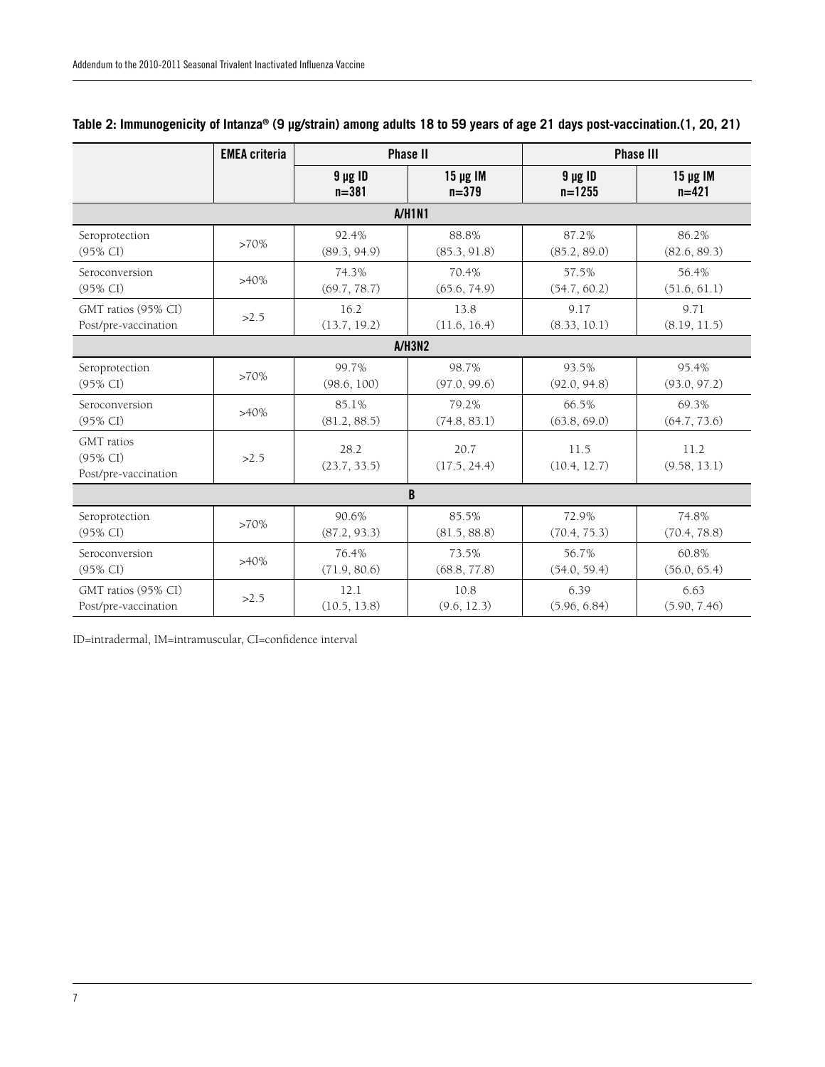**Table 2: Immunogenicity of Intanza® (9 µg/strain) among adults 18 to 59 years of age 21 days post-vaccination.(1, 20, 21)**

| | EMEA criteria | Phase II | | Phase III | |
|---|---|---|---|---|---|
| | | 9 µg ID n=381 | 15 µg IM n=379 | 9 µg ID n=1255 | 15 µg IM n=421 |
| **A/H1N1** | | | | | |
| Seroprotection (95% CI) | >70% | 92.4% (89.3, 94.9) | 88.8% (85.3, 91.8) | 87.2% (85.2, 89.0) | 86.2% (82.6, 89.3) |
| Seroconversion (95% CI) | >40% | 74.3% (69.7, 78.7) | 70.4% (65.6, 74.9) | 57.5% (54.7, 60.2) | 56.4% (51.6, 61.1) |
| GMT ratios (95% CI) Post/pre-vaccination | >2.5 | 16.2 (13.7, 19.2) | 13.8 (11.6, 16.4) | 9.17 (8.33, 10.1) | 9.71 (8.19, 11.5) |
| **A/H3N2** | | | | | |
| Seroprotection (95% CI) | >70% | 99.7% (98.6, 100) | 98.7% (97.0, 99.6) | 93.5% (92.0, 94.8) | 95.4% (93.0, 97.2) |
| Seroconversion (95% CI) | >40% | 85.1% (81.2, 88.5) | 79.2% (74.8, 83.1) | 66.5% (63.8, 69.0) | 69.3% (64.7, 73.6) |
| GMT ratios (95% CI) Post/pre-vaccination | >2.5 | 28.2 (23.7, 33.5) | 20.7 (17.5, 24.4) | 11.5 (10.4, 12.7) | 11.2 (9.58, 13.1) |
| **B** | | | | | |
| Seroprotection (95% CI) | >70% | 90.6% (87.2, 93.3) | 85.5% (81.5, 88.8) | 72.9% (70.4, 75.3) | 74.8% (70.4, 78.8) |
| Seroconversion (95% CI) | >40% | 76.4% (71.9, 80.6) | 73.5% (68.8, 77.8) | 56.7% (54.0, 59.4) | 60.8% (56.0, 65.4) |
| GMT ratios (95% CI) Post/pre-vaccination | >2.5 | 12.1 (10.5, 13.8) | 10.8 (9.6, 12.3) | 6.39 (5.96, 6.84) | 6.63 (5.90, 7.46) |

ID=intradermal, IM=intramuscular, CI=confidence interval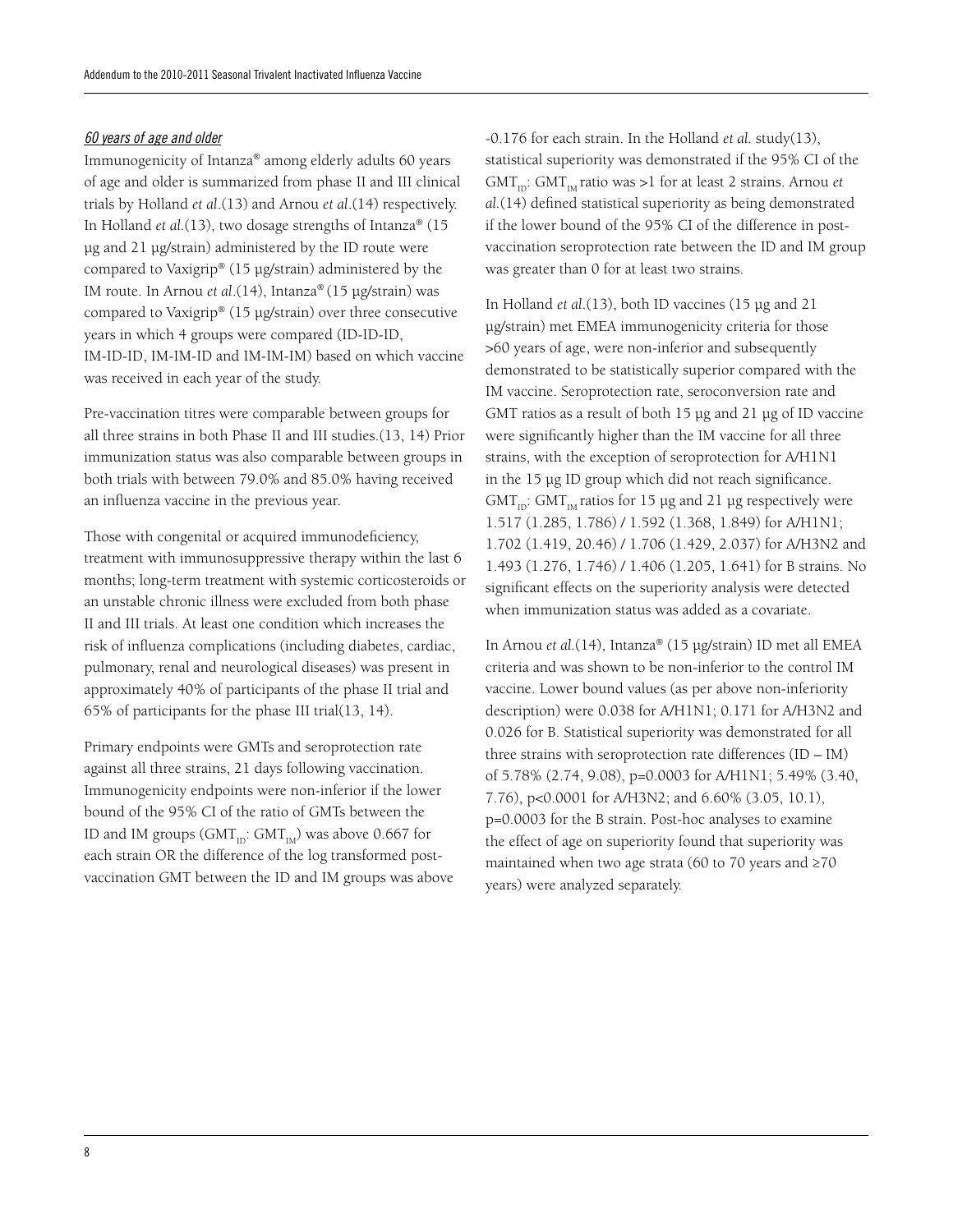### *60 years of age and older*

Immunogenicity of Intanza® among elderly adults 60 years of age and older is summarized from phase II and III clinical trials by Holland *et al*.(13) and Arnou *et al*.(14) respectively. In Holland *et al*.(13), two dosage strengths of Intanza® (15 µg and 21 µg/strain) administered by the ID route were compared to Vaxigrip® (15 µg/strain) administered by the IM route. In Arnou *et al*.(14), Intanza® (15 µg/strain) was compared to Vaxigrip® (15 µg/strain) over three consecutive years in which 4 groups were compared (ID-ID-ID, IM-ID-ID, IM-IM-ID and IM-IM-IM) based on which vaccine was received in each year of the study.

Pre-vaccination titres were comparable between groups for all three strains in both Phase II and III studies.(13, 14) Prior immunization status was also comparable between groups in both trials with between 79.0% and 85.0% having received an influenza vaccine in the previous year.

Those with congenital or acquired immunodeficiency, treatment with immunosuppressive therapy within the last 6 months; long-term treatment with systemic corticosteroids or an unstable chronic illness were excluded from both phase II and III trials. At least one condition which increases the risk of influenza complications (including diabetes, cardiac, pulmonary, renal and neurological diseases) was present in approximately 40% of participants of the phase II trial and 65% of participants for the phase III trial(13, 14).

Primary endpoints were GMTs and seroprotection rate against all three strains, 21 days following vaccination. Immunogenicity endpoints were non-inferior if the lower bound of the 95% CI of the ratio of GMTs between the ID and IM groups ($GMT_{ID}$: $GMT_{IM}$) was above 0.667 for each strain OR the difference of the log transformed post-vaccination GMT between the ID and IM groups was above -0.176 for each strain. In the Holland *et al.* study(13), statistical superiority was demonstrated if the 95% CI of the $GMT_{ID}$: $GMT_{IM}$ ratio was >1 for at least 2 strains. Arnou *et al.*(14) defined statistical superiority as being demonstrated if the lower bound of the 95% CI of the difference in post-vaccination seroprotection rate between the ID and IM group was greater than 0 for at least two strains.

In Holland *et al*.(13), both ID vaccines (15 µg and 21 µg/strain) met EMEA immunogenicity criteria for those >60 years of age, were non-inferior and subsequently demonstrated to be statistically superior compared with the IM vaccine. Seroprotection rate, seroconversion rate and GMT ratios as a result of both 15 µg and 21 µg of ID vaccine were significantly higher than the IM vaccine for all three strains, with the exception of seroprotection for A/H1N1 in the 15 µg ID group which did not reach significance. $GMT_{ID}$: $GMT_{IM}$ ratios for 15 µg and 21 µg respectively were 1.517 (1.285, 1.786) / 1.592 (1.368, 1.849) for A/H1N1; 1.702 (1.419, 20.46) / 1.706 (1.429, 2.037) for A/H3N2 and 1.493 (1.276, 1.746) / 1.406 (1.205, 1.641) for B strains. No significant effects on the superiority analysis were detected when immunization status was added as a covariate.

In Arnou *et al.*(14), Intanza® (15 µg/strain) ID met all EMEA criteria and was shown to be non-inferior to the control IM vaccine. Lower bound values (as per above non-inferiority description) were 0.038 for A/H1N1; 0.171 for A/H3N2 and 0.026 for B. Statistical superiority was demonstrated for all three strains with seroprotection rate differences (ID – IM) of 5.78% (2.74, 9.08), p=0.0003 for A/H1N1; 5.49% (3.40, 7.76), p<0.0001 for A/H3N2; and 6.60% (3.05, 10.1), p=0.0003 for the B strain. Post-hoc analyses to examine the effect of age on superiority found that superiority was maintained when two age strata (60 to 70 years and ≥70 years) were analyzed separately.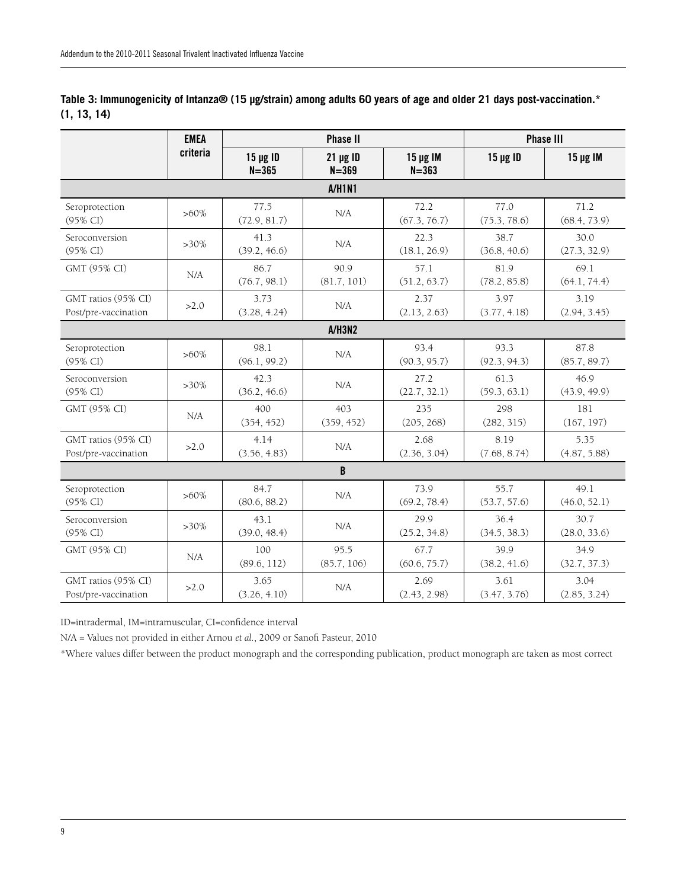**Table 3: Immunogenicity of Intanza® (15 µg/strain) among adults 60 years of age and older 21 days post-vaccination.\* (1, 13, 14)**

| | EMEA criteria | Phase II | | | Phase III | |
|---|---|---|---|---|---|---|
| | | 15 µg ID N=365 | 21 µg ID N=369 | 15 µg IM N=363 | 15 µg ID | 15 µg IM |
| **A/H1N1** | | | | | | |
| Seroprotection (95% CI) | >60% | 77.5 (72.9, 81.7) | N/A | 72.2 (67.3, 76.7) | 77.0 (75.3, 78.6) | 71.2 (68.4, 73.9) |
| Seroconversion (95% CI) | >30% | 41.3 (39.2, 46.6) | N/A | 22.3 (18.1, 26.9) | 38.7 (36.8, 40.6) | 30.0 (27.3, 32.9) |
| GMT (95% CI) | N/A | 86.7 (76.7, 98.1) | 90.9 (81.7, 101) | 57.1 (51.2, 63.7) | 81.9 (78.2, 85.8) | 69.1 (64.1, 74.4) |
| GMT ratios (95% CI) Post/pre-vaccination | >2.0 | 3.73 (3.28, 4.24) | N/A | 2.37 (2.13, 2.63) | 3.97 (3.77, 4.18) | 3.19 (2.94, 3.45) |
| **A/H3N2** | | | | | | |
| Seroprotection (95% CI) | >60% | 98.1 (96.1, 99.2) | N/A | 93.4 (90.3, 95.7) | 93.3 (92.3, 94.3) | 87.8 (85.7, 89.7) |
| Seroconversion (95% CI) | >30% | 42.3 (36.2, 46.6) | N/A | 27.2 (22.7, 32.1) | 61.3 (59.3, 63.1) | 46.9 (43.9, 49.9) |
| GMT (95% CI) | N/A | 400 (354, 452) | 403 (359, 452) | 235 (205, 268) | 298 (282, 315) | 181 (167, 197) |
| GMT ratios (95% CI) Post/pre-vaccination | >2.0 | 4.14 (3.56, 4.83) | N/A | 2.68 (2.36, 3.04) | 8.19 (7.68, 8.74) | 5.35 (4.87, 5.88) |
| **B** | | | | | | |
| Seroprotection (95% CI) | >60% | 84.7 (80.6, 88.2) | N/A | 73.9 (69.2, 78.4) | 55.7 (53.7, 57.6) | 49.1 (46.0, 52.1) |
| Seroconversion (95% CI) | >30% | 43.1 (39.0, 48.4) | N/A | 29.9 (25.2, 34.8) | 36.4 (34.5, 38.3) | 30.7 (28.0, 33.6) |
| GMT (95% CI) | N/A | 100 (89.6, 112) | 95.5 (85.7, 106) | 67.7 (60.6, 75.7) | 39.9 (38.2, 41.6) | 34.9 (32.7, 37.3) |
| GMT ratios (95% CI) Post/pre-vaccination | >2.0 | 3.65 (3.26, 4.10) | N/A | 2.69 (2.43, 2.98) | 3.61 (3.47, 3.76) | 3.04 (2.85, 3.24) |

ID=intradermal, IM=intramuscular, CI=confidence interval

N/A = Values not provided in either Arnou *et al.*, 2009 or Sanofi Pasteur, 2010

\*Where values differ between the product monograph and the corresponding publication, product monograph are taken as most correct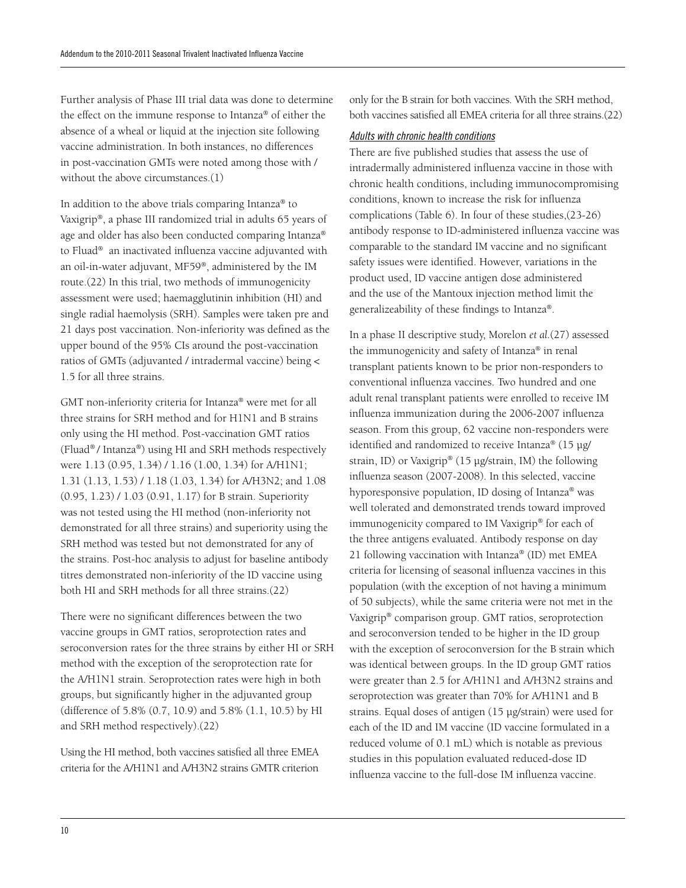Further analysis of Phase III trial data was done to determine the effect on the immune response to Intanza® of either the absence of a wheal or liquid at the injection site following vaccine administration. In both instances, no differences in post-vaccination GMTs were noted among those with / without the above circumstances.(1)

In addition to the above trials comparing Intanza® to Vaxigrip®, a phase III randomized trial in adults 65 years of age and older has also been conducted comparing Intanza® to Fluad® an inactivated influenza vaccine adjuvanted with an oil-in-water adjuvant, MF59®, administered by the IM route.(22) In this trial, two methods of immunogenicity assessment were used; haemagglutinin inhibition (HI) and single radial haemolysis (SRH). Samples were taken pre and 21 days post vaccination. Non-inferiority was defined as the upper bound of the 95% CIs around the post-vaccination ratios of GMTs (adjuvanted / intradermal vaccine) being < 1.5 for all three strains.

GMT non-inferiority criteria for Intanza® were met for all three strains for SRH method and for H1N1 and B strains only using the HI method. Post-vaccination GMT ratios (Fluad® / Intanza®) using HI and SRH methods respectively were 1.13 (0.95, 1.34) / 1.16 (1.00, 1.34) for A/H1N1; 1.31 (1.13, 1.53) / 1.18 (1.03, 1.34) for A/H3N2; and 1.08 (0.95, 1.23) / 1.03 (0.91, 1.17) for B strain. Superiority was not tested using the HI method (non-inferiority not demonstrated for all three strains) and superiority using the SRH method was tested but not demonstrated for any of the strains. Post-hoc analysis to adjust for baseline antibody titres demonstrated non-inferiority of the ID vaccine using both HI and SRH methods for all three strains.(22)

There were no significant differences between the two vaccine groups in GMT ratios, seroprotection rates and seroconversion rates for the three strains by either HI or SRH method with the exception of the seroprotection rate for the A/H1N1 strain. Seroprotection rates were high in both groups, but significantly higher in the adjuvanted group (difference of 5.8% (0.7, 10.9) and 5.8% (1.1, 10.5) by HI and SRH method respectively).(22)

Using the HI method, both vaccines satisfied all three EMEA criteria for the A/H1N1 and A/H3N2 strains GMTR criterion only for the B strain for both vaccines. With the SRH method, both vaccines satisfied all EMEA criteria for all three strains.(22)

#### *Adults with chronic health conditions*

There are five published studies that assess the use of intradermally administered influenza vaccine in those with chronic health conditions, including immunocompromising conditions, known to increase the risk for influenza complications (Table 6). In four of these studies,(23-26) antibody response to ID-administered influenza vaccine was comparable to the standard IM vaccine and no significant safety issues were identified. However, variations in the product used, ID vaccine antigen dose administered and the use of the Mantoux injection method limit the generalizeability of these findings to Intanza®.

In a phase II descriptive study, Morelon *et al.*(27) assessed the immunogenicity and safety of Intanza® in renal transplant patients known to be prior non-responders to conventional influenza vaccines. Two hundred and one adult renal transplant patients were enrolled to receive IM influenza immunization during the 2006-2007 influenza season. From this group, 62 vaccine non-responders were identified and randomized to receive Intanza® (15 µg/strain, ID) or Vaxigrip® (15 µg/strain, IM) the following influenza season (2007-2008). In this selected, vaccine hyporesponsive population, ID dosing of Intanza® was well tolerated and demonstrated trends toward improved immunogenicity compared to IM Vaxigrip® for each of the three antigens evaluated. Antibody response on day 21 following vaccination with Intanza® (ID) met EMEA criteria for licensing of seasonal influenza vaccines in this population (with the exception of not having a minimum of 50 subjects), while the same criteria were not met in the Vaxigrip® comparison group. GMT ratios, seroprotection and seroconversion tended to be higher in the ID group with the exception of seroconversion for the B strain which was identical between groups. In the ID group GMT ratios were greater than 2.5 for A/H1N1 and A/H3N2 strains and seroprotection was greater than 70% for A/H1N1 and B strains. Equal doses of antigen (15 µg/strain) were used for each of the ID and IM vaccine (ID vaccine formulated in a reduced volume of 0.1 mL) which is notable as previous studies in this population evaluated reduced-dose ID influenza vaccine to the full-dose IM influenza vaccine.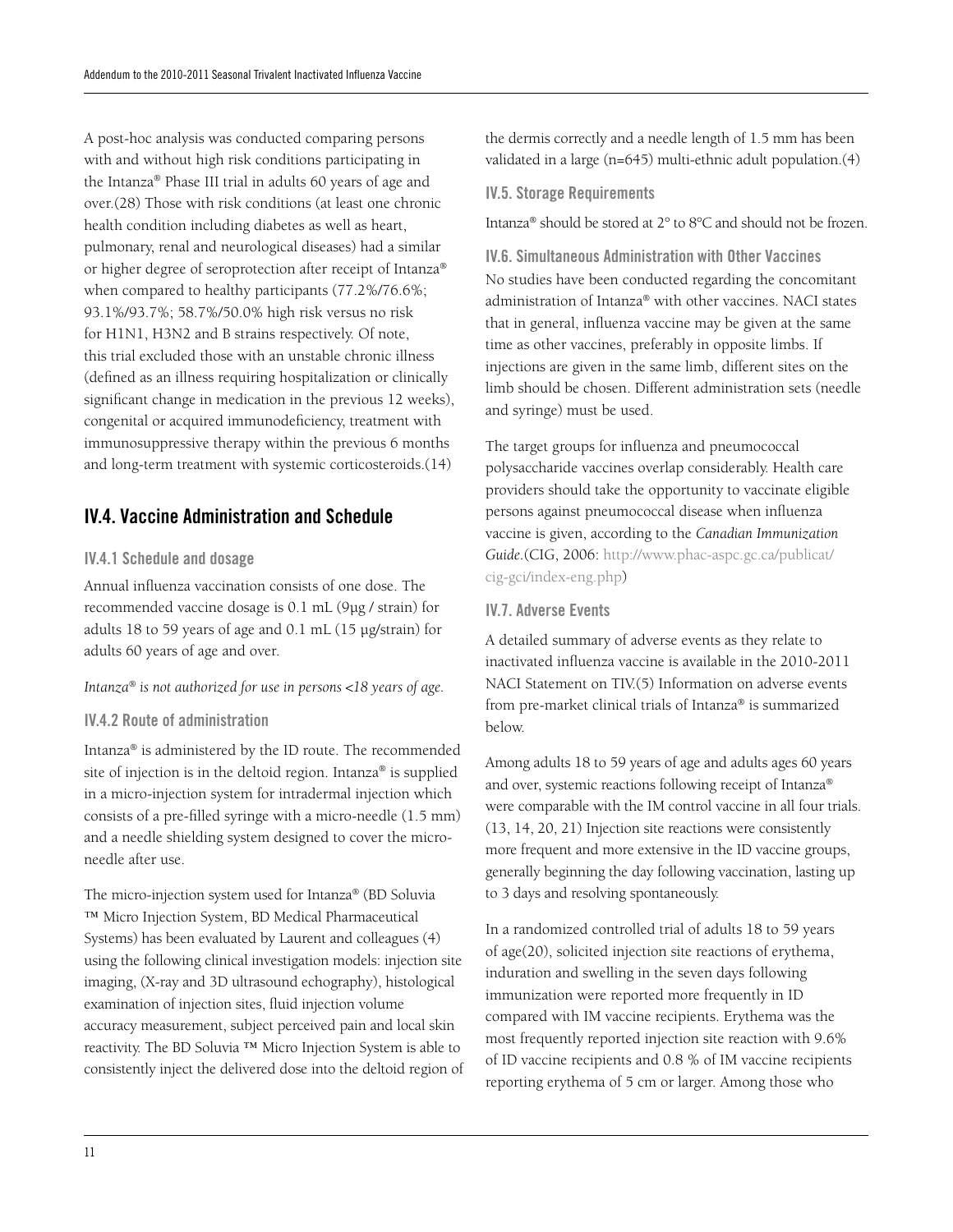A post-hoc analysis was conducted comparing persons with and without high risk conditions participating in the Intanza® Phase III trial in adults 60 years of age and over.(28) Those with risk conditions (at least one chronic health condition including diabetes as well as heart, pulmonary, renal and neurological diseases) had a similar or higher degree of seroprotection after receipt of Intanza® when compared to healthy participants (77.2%/76.6%; 93.1%/93.7%; 58.7%/50.0% high risk versus no risk for H1N1, H3N2 and B strains respectively. Of note, this trial excluded those with an unstable chronic illness (defined as an illness requiring hospitalization or clinically significant change in medication in the previous 12 weeks), congenital or acquired immunodeficiency, treatment with immunosuppressive therapy within the previous 6 months and long-term treatment with systemic corticosteroids.(14)

## IV.4. Vaccine Administration and Schedule

### IV.4.1 Schedule and dosage

Annual influenza vaccination consists of one dose. The recommended vaccine dosage is 0.1 mL (9µg / strain) for adults 18 to 59 years of age and 0.1 mL (15 µg/strain) for adults 60 years of age and over.

*Intanza® is not authorized for use in persons <18 years of age.*

### IV.4.2 Route of administration

Intanza® is administered by the ID route. The recommended site of injection is in the deltoid region. Intanza® is supplied in a micro-injection system for intradermal injection which consists of a pre-filled syringe with a micro-needle (1.5 mm) and a needle shielding system designed to cover the micro-needle after use.

The micro-injection system used for Intanza® (BD Soluvia ™ Micro Injection System, BD Medical Pharmaceutical Systems) has been evaluated by Laurent and colleagues (4) using the following clinical investigation models: injection site imaging, (X-ray and 3D ultrasound echography), histological examination of injection sites, fluid injection volume accuracy measurement, subject perceived pain and local skin reactivity. The BD Soluvia ™ Micro Injection System is able to consistently inject the delivered dose into the deltoid region of the dermis correctly and a needle length of 1.5 mm has been validated in a large (n=645) multi-ethnic adult population.(4)

### IV.5. Storage Requirements

Intanza® should be stored at 2° to 8°C and should not be frozen.

### IV.6. Simultaneous Administration with Other Vaccines

No studies have been conducted regarding the concomitant administration of Intanza® with other vaccines. NACI states that in general, influenza vaccine may be given at the same time as other vaccines, preferably in opposite limbs. If injections are given in the same limb, different sites on the limb should be chosen. Different administration sets (needle and syringe) must be used.

The target groups for influenza and pneumococcal polysaccharide vaccines overlap considerably. Health care providers should take the opportunity to vaccinate eligible persons against pneumococcal disease when influenza vaccine is given, according to the *Canadian Immunization Guide*.(CIG, 2006: http://www.phac-aspc.gc.ca/publicat/cig-gci/index-eng.php)

### IV.7. Adverse Events

A detailed summary of adverse events as they relate to inactivated influenza vaccine is available in the 2010-2011 NACI Statement on TIV.(5) Information on adverse events from pre-market clinical trials of Intanza® is summarized below.

Among adults 18 to 59 years of age and adults ages 60 years and over, systemic reactions following receipt of Intanza® were comparable with the IM control vaccine in all four trials.(13, 14, 20, 21) Injection site reactions were consistently more frequent and more extensive in the ID vaccine groups, generally beginning the day following vaccination, lasting up to 3 days and resolving spontaneously.

In a randomized controlled trial of adults 18 to 59 years of age(20), solicited injection site reactions of erythema, induration and swelling in the seven days following immunization were reported more frequently in ID compared with IM vaccine recipients. Erythema was the most frequently reported injection site reaction with 9.6% of ID vaccine recipients and 0.8 % of IM vaccine recipients reporting erythema of 5 cm or larger. Among those who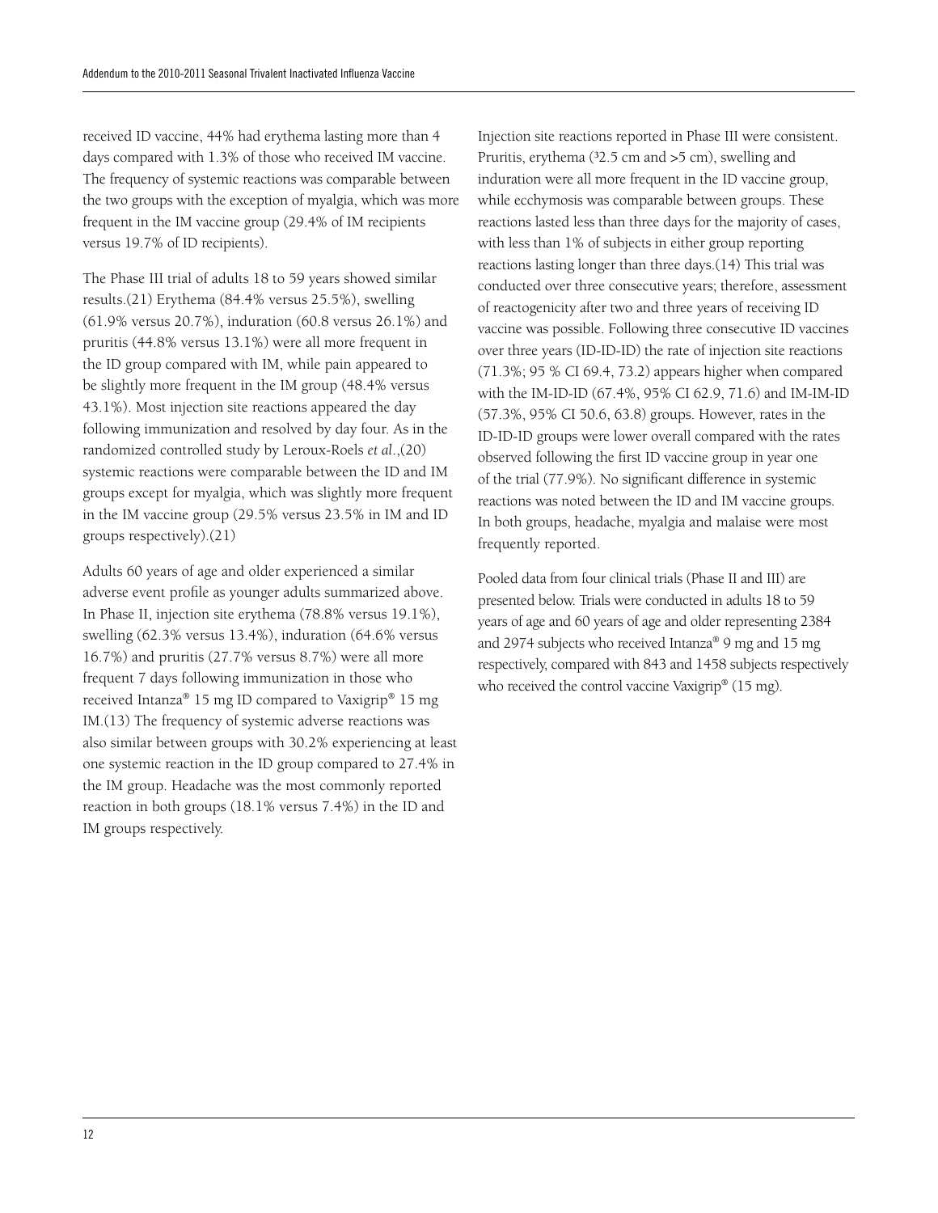received ID vaccine, 44% had erythema lasting more than 4 days compared with 1.3% of those who received IM vaccine. The frequency of systemic reactions was comparable between the two groups with the exception of myalgia, which was more frequent in the IM vaccine group (29.4% of IM recipients versus 19.7% of ID recipients).

The Phase III trial of adults 18 to 59 years showed similar results.(21) Erythema (84.4% versus 25.5%), swelling (61.9% versus 20.7%), induration (60.8 versus 26.1%) and pruritis (44.8% versus 13.1%) were all more frequent in the ID group compared with IM, while pain appeared to be slightly more frequent in the IM group (48.4% versus 43.1%). Most injection site reactions appeared the day following immunization and resolved by day four. As in the randomized controlled study by Leroux-Roels *et al.*,(20) systemic reactions were comparable between the ID and IM groups except for myalgia, which was slightly more frequent in the IM vaccine group (29.5% versus 23.5% in IM and ID groups respectively).(21)

Adults 60 years of age and older experienced a similar adverse event profile as younger adults summarized above. In Phase II, injection site erythema (78.8% versus 19.1%), swelling (62.3% versus 13.4%), induration (64.6% versus 16.7%) and pruritis (27.7% versus 8.7%) were all more frequent 7 days following immunization in those who received Intanza® 15 mg ID compared to Vaxigrip® 15 mg IM.(13) The frequency of systemic adverse reactions was also similar between groups with 30.2% experiencing at least one systemic reaction in the ID group compared to 27.4% in the IM group. Headache was the most commonly reported reaction in both groups (18.1% versus 7.4%) in the ID and IM groups respectively.

Injection site reactions reported in Phase III were consistent. Pruritis, erythema (³2.5 cm and >5 cm), swelling and induration were all more frequent in the ID vaccine group, while ecchymosis was comparable between groups. These reactions lasted less than three days for the majority of cases, with less than 1% of subjects in either group reporting reactions lasting longer than three days.(14) This trial was conducted over three consecutive years; therefore, assessment of reactogenicity after two and three years of receiving ID vaccine was possible. Following three consecutive ID vaccines over three years (ID-ID-ID) the rate of injection site reactions (71.3%; 95 % CI 69.4, 73.2) appears higher when compared with the IM-ID-ID (67.4%, 95% CI 62.9, 71.6) and IM-IM-ID (57.3%, 95% CI 50.6, 63.8) groups. However, rates in the ID-ID-ID groups were lower overall compared with the rates observed following the first ID vaccine group in year one of the trial (77.9%). No significant difference in systemic reactions was noted between the ID and IM vaccine groups. In both groups, headache, myalgia and malaise were most frequently reported.

Pooled data from four clinical trials (Phase II and III) are presented below. Trials were conducted in adults 18 to 59 years of age and 60 years of age and older representing 2384 and 2974 subjects who received Intanza® 9 mg and 15 mg respectively, compared with 843 and 1458 subjects respectively who received the control vaccine Vaxigrip® (15 mg).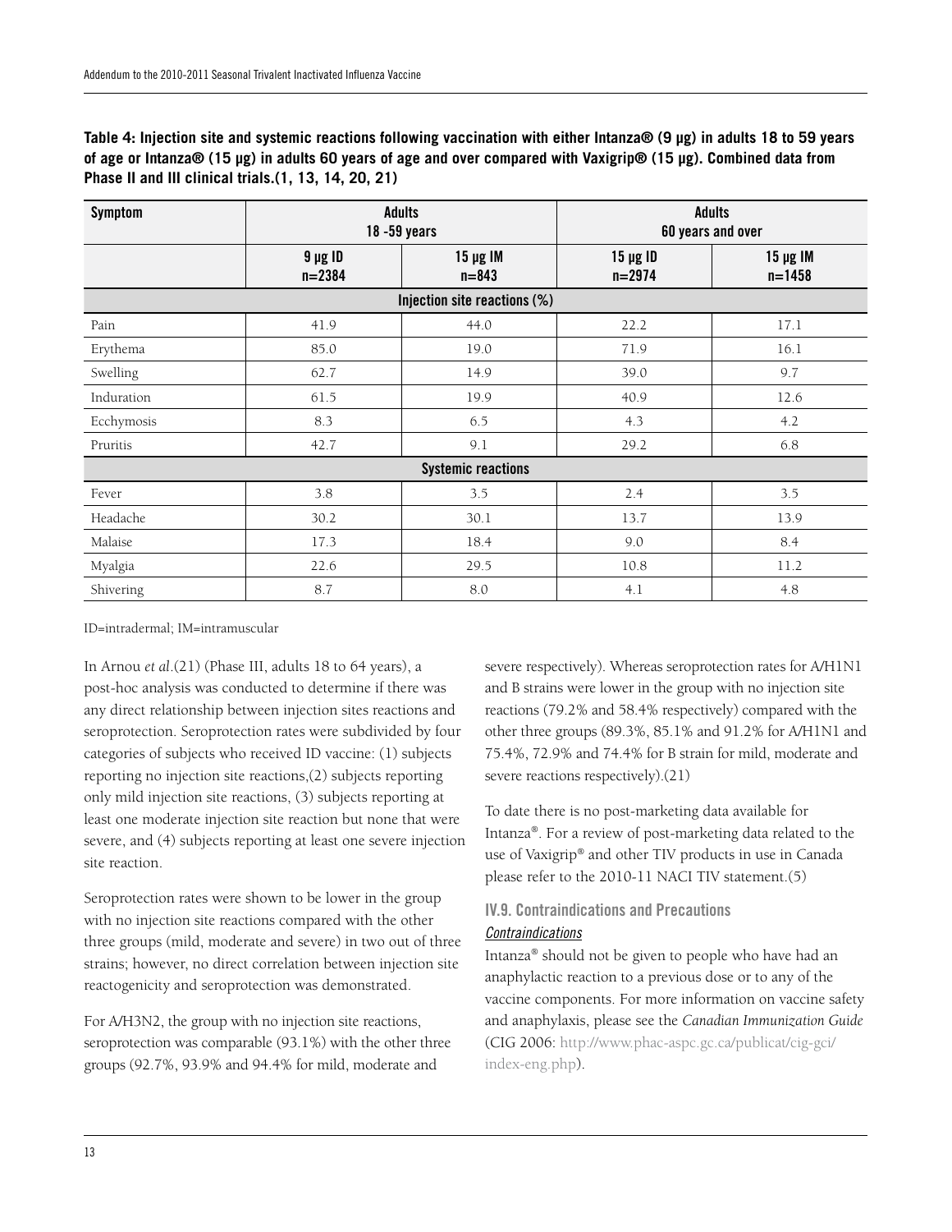**Table 4: Injection site and systemic reactions following vaccination with either Intanza® (9 µg) in adults 18 to 59 years of age or Intanza® (15 µg) in adults 60 years of age and over compared with Vaxigrip® (15 µg). Combined data from Phase II and III clinical trials.(1, 13, 14, 20, 21)**

| Symptom | Adults 18 -59 years | | Adults 60 years and over | |
|---|---|---|---|---|
| | 9 µg ID n=2384 | 15 µg IM n=843 | 15 µg ID n=2974 | 15 µg IM n=1458 |
| **Injection site reactions (%)** | | | | |
| Pain | 41.9 | 44.0 | 22.2 | 17.1 |
| Erythema | 85.0 | 19.0 | 71.9 | 16.1 |
| Swelling | 62.7 | 14.9 | 39.0 | 9.7 |
| Induration | 61.5 | 19.9 | 40.9 | 12.6 |
| Ecchymosis | 8.3 | 6.5 | 4.3 | 4.2 |
| Pruritis | 42.7 | 9.1 | 29.2 | 6.8 |
| **Systemic reactions** | | | | |
| Fever | 3.8 | 3.5 | 2.4 | 3.5 |
| Headache | 30.2 | 30.1 | 13.7 | 13.9 |
| Malaise | 17.3 | 18.4 | 9.0 | 8.4 |
| Myalgia | 22.6 | 29.5 | 10.8 | 11.2 |
| Shivering | 8.7 | 8.0 | 4.1 | 4.8 |

ID=intradermal; IM=intramuscular

In Arnou *et al*.(21) (Phase III, adults 18 to 64 years), a post-hoc analysis was conducted to determine if there was any direct relationship between injection sites reactions and seroprotection. Seroprotection rates were subdivided by four categories of subjects who received ID vaccine: (1) subjects reporting no injection site reactions,(2) subjects reporting only mild injection site reactions, (3) subjects reporting at least one moderate injection site reaction but none that were severe, and (4) subjects reporting at least one severe injection site reaction.

Seroprotection rates were shown to be lower in the group with no injection site reactions compared with the other three groups (mild, moderate and severe) in two out of three strains; however, no direct correlation between injection site reactogenicity and seroprotection was demonstrated.

For A/H3N2, the group with no injection site reactions, seroprotection was comparable (93.1%) with the other three groups (92.7%, 93.9% and 94.4% for mild, moderate and severe respectively). Whereas seroprotection rates for A/H1N1 and B strains were lower in the group with no injection site reactions (79.2% and 58.4% respectively) compared with the other three groups (89.3%, 85.1% and 91.2% for A/H1N1 and 75.4%, 72.9% and 74.4% for B strain for mild, moderate and severe reactions respectively).(21)

To date there is no post-marketing data available for Intanza®. For a review of post-marketing data related to the use of Vaxigrip® and other TIV products in use in Canada please refer to the 2010-11 NACI TIV statement.(5)

### IV.9. Contraindications and Precautions

*Contraindications*

Intanza® should not be given to people who have had an anaphylactic reaction to a previous dose or to any of the vaccine components. For more information on vaccine safety and anaphylaxis, please see the *Canadian Immunization Guide* (CIG 2006: http://www.phac-aspc.gc.ca/publicat/cig-gci/index-eng.php).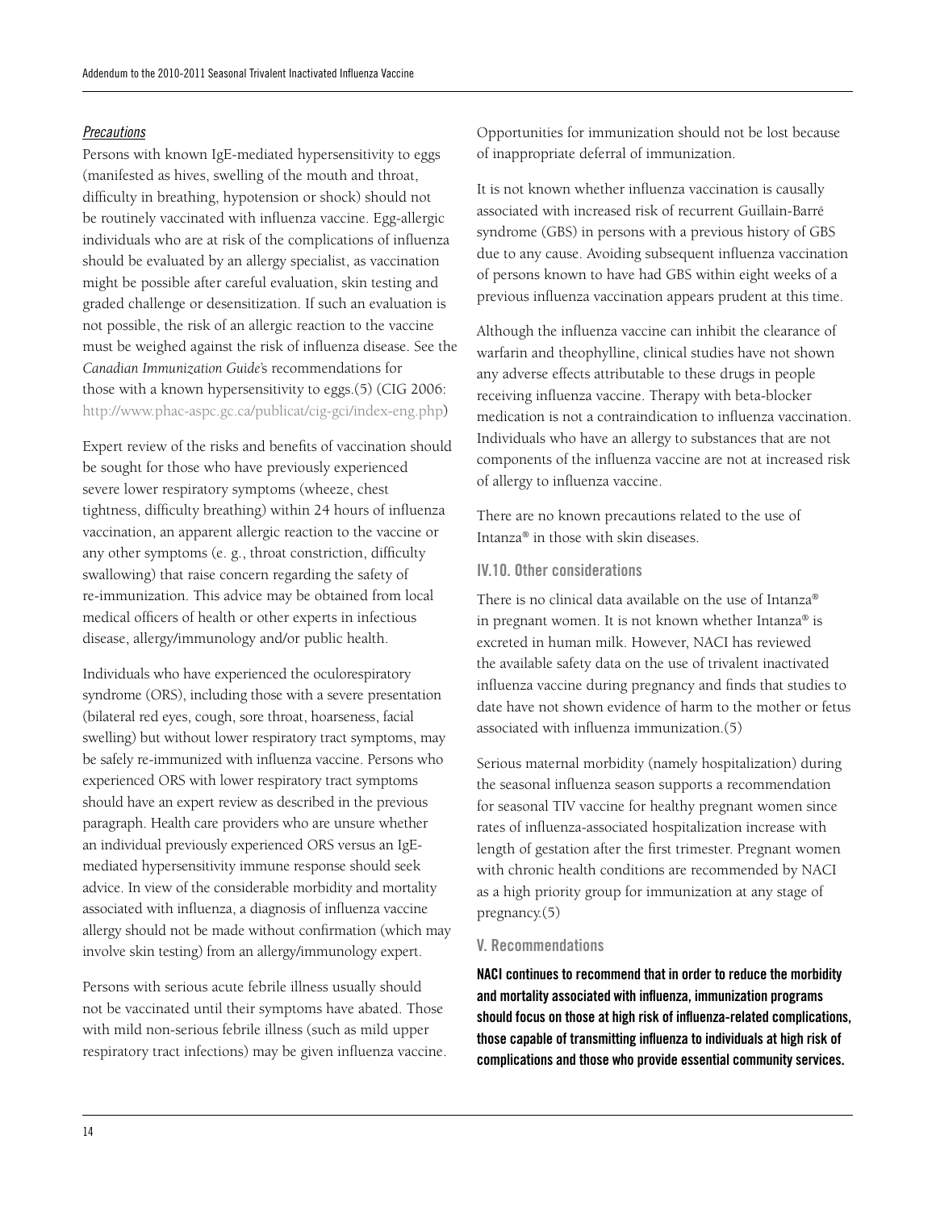*Precautions*

Persons with known IgE-mediated hypersensitivity to eggs (manifested as hives, swelling of the mouth and throat, difficulty in breathing, hypotension or shock) should not be routinely vaccinated with influenza vaccine. Egg-allergic individuals who are at risk of the complications of influenza should be evaluated by an allergy specialist, as vaccination might be possible after careful evaluation, skin testing and graded challenge or desensitization. If such an evaluation is not possible, the risk of an allergic reaction to the vaccine must be weighed against the risk of influenza disease. See the *Canadian Immunization Guide*'s recommendations for those with a known hypersensitivity to eggs.(5) (CIG 2006: http://www.phac-aspc.gc.ca/publicat/cig-gci/index-eng.php)

Expert review of the risks and benefits of vaccination should be sought for those who have previously experienced severe lower respiratory symptoms (wheeze, chest tightness, difficulty breathing) within 24 hours of influenza vaccination, an apparent allergic reaction to the vaccine or any other symptoms (e. g., throat constriction, difficulty swallowing) that raise concern regarding the safety of re-immunization. This advice may be obtained from local medical officers of health or other experts in infectious disease, allergy/immunology and/or public health.

Individuals who have experienced the oculorespiratory syndrome (ORS), including those with a severe presentation (bilateral red eyes, cough, sore throat, hoarseness, facial swelling) but without lower respiratory tract symptoms, may be safely re-immunized with influenza vaccine. Persons who experienced ORS with lower respiratory tract symptoms should have an expert review as described in the previous paragraph. Health care providers who are unsure whether an individual previously experienced ORS versus an IgE-mediated hypersensitivity immune response should seek advice. In view of the considerable morbidity and mortality associated with influenza, a diagnosis of influenza vaccine allergy should not be made without confirmation (which may involve skin testing) from an allergy/immunology expert.

Persons with serious acute febrile illness usually should not be vaccinated until their symptoms have abated. Those with mild non-serious febrile illness (such as mild upper respiratory tract infections) may be given influenza vaccine. Opportunities for immunization should not be lost because of inappropriate deferral of immunization.

It is not known whether influenza vaccination is causally associated with increased risk of recurrent Guillain-Barré syndrome (GBS) in persons with a previous history of GBS due to any cause. Avoiding subsequent influenza vaccination of persons known to have had GBS within eight weeks of a previous influenza vaccination appears prudent at this time.

Although the influenza vaccine can inhibit the clearance of warfarin and theophylline, clinical studies have not shown any adverse effects attributable to these drugs in people receiving influenza vaccine. Therapy with beta-blocker medication is not a contraindication to influenza vaccination. Individuals who have an allergy to substances that are not components of the influenza vaccine are not at increased risk of allergy to influenza vaccine.

There are no known precautions related to the use of Intanza® in those with skin diseases.

### IV.10. Other considerations

There is no clinical data available on the use of Intanza® in pregnant women. It is not known whether Intanza® is excreted in human milk. However, NACI has reviewed the available safety data on the use of trivalent inactivated influenza vaccine during pregnancy and finds that studies to date have not shown evidence of harm to the mother or fetus associated with influenza immunization.(5)

Serious maternal morbidity (namely hospitalization) during the seasonal influenza season supports a recommendation for seasonal TIV vaccine for healthy pregnant women since rates of influenza-associated hospitalization increase with length of gestation after the first trimester. Pregnant women with chronic health conditions are recommended by NACI as a high priority group for immunization at any stage of pregnancy.(5)

## V. Recommendations

**NACI continues to recommend that in order to reduce the morbidity and mortality associated with influenza, immunization programs should focus on those at high risk of influenza-related complications, those capable of transmitting influenza to individuals at high risk of complications and those who provide essential community services.**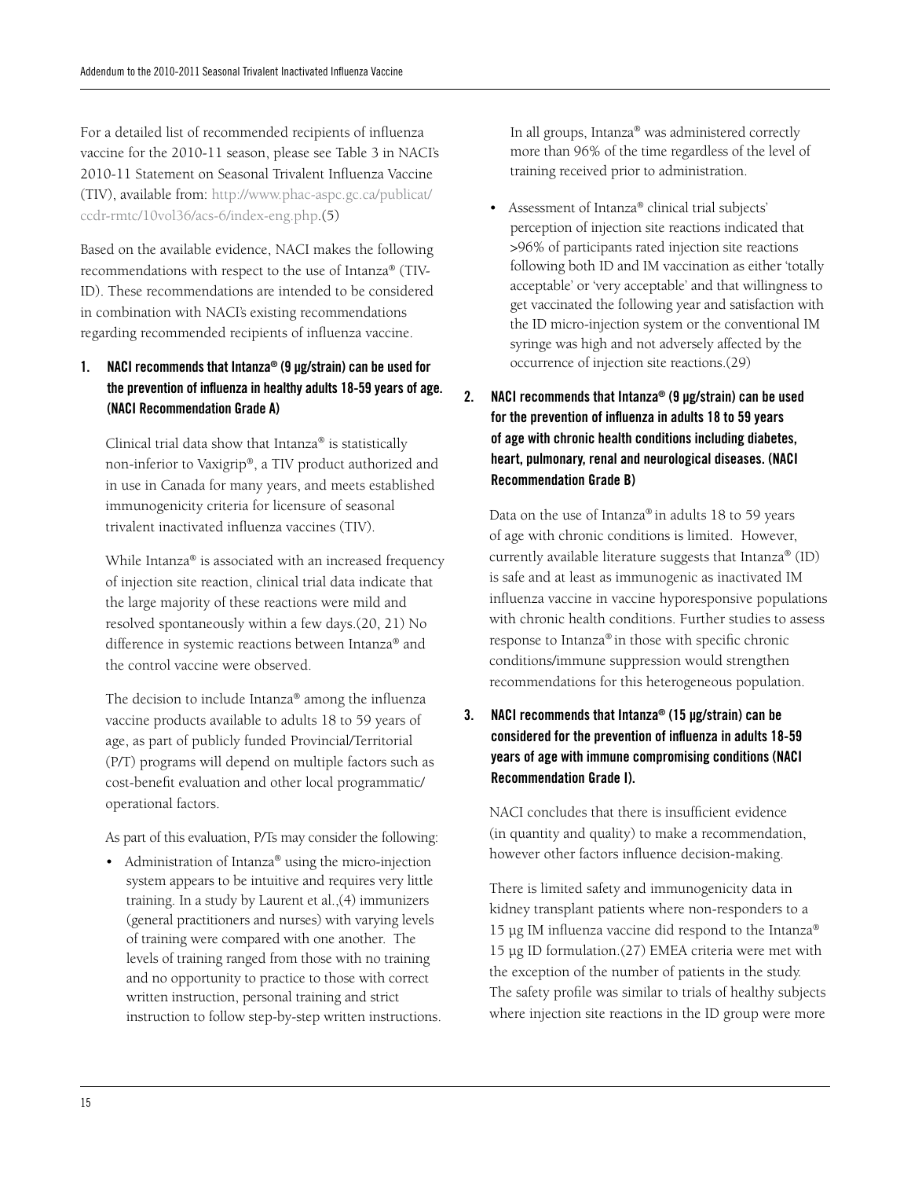For a detailed list of recommended recipients of influenza vaccine for the 2010-11 season, please see Table 3 in NACI's 2010-11 Statement on Seasonal Trivalent Influenza Vaccine (TIV), available from: http://www.phac-aspc.gc.ca/publicat/ccdr-rmtc/10vol36/acs-6/index-eng.php.(5)

Based on the available evidence, NACI makes the following recommendations with respect to the use of Intanza® (TIV-ID). These recommendations are intended to be considered in combination with NACI's existing recommendations regarding recommended recipients of influenza vaccine.

**1. NACI recommends that Intanza® (9 µg/strain) can be used for the prevention of influenza in healthy adults 18-59 years of age. (NACI Recommendation Grade A)**

Clinical trial data show that Intanza® is statistically non-inferior to Vaxigrip®, a TIV product authorized and in use in Canada for many years, and meets established immunogenicity criteria for licensure of seasonal trivalent inactivated influenza vaccines (TIV).

While Intanza® is associated with an increased frequency of injection site reaction, clinical trial data indicate that the large majority of these reactions were mild and resolved spontaneously within a few days.(20, 21) No difference in systemic reactions between Intanza® and the control vaccine were observed.

The decision to include Intanza® among the influenza vaccine products available to adults 18 to 59 years of age, as part of publicly funded Provincial/Territorial (P/T) programs will depend on multiple factors such as cost-benefit evaluation and other local programmatic/operational factors.

As part of this evaluation, P/Ts may consider the following:

- Administration of Intanza® using the micro-injection system appears to be intuitive and requires very little training. In a study by Laurent et al.,(4) immunizers (general practitioners and nurses) with varying levels of training were compared with one another. The levels of training ranged from those with no training and no opportunity to practice to those with correct written instruction, personal training and strict instruction to follow step-by-step written instructions. In all groups, Intanza® was administered correctly more than 96% of the time regardless of the level of training received prior to administration.
- Assessment of Intanza® clinical trial subjects' perception of injection site reactions indicated that >96% of participants rated injection site reactions following both ID and IM vaccination as either 'totally acceptable' or 'very acceptable' and that willingness to get vaccinated the following year and satisfaction with the ID micro-injection system or the conventional IM syringe was high and not adversely affected by the occurrence of injection site reactions.(29)

**2. NACI recommends that Intanza® (9 µg/strain) can be used for the prevention of influenza in adults 18 to 59 years of age with chronic health conditions including diabetes, heart, pulmonary, renal and neurological diseases. (NACI Recommendation Grade B)**

Data on the use of Intanza® in adults 18 to 59 years of age with chronic conditions is limited. However, currently available literature suggests that Intanza® (ID) is safe and at least as immunogenic as inactivated IM influenza vaccine in vaccine hyporesponsive populations with chronic health conditions. Further studies to assess response to Intanza® in those with specific chronic conditions/immune suppression would strengthen recommendations for this heterogeneous population.

**3. NACI recommends that Intanza® (15 µg/strain) can be considered for the prevention of influenza in adults 18-59 years of age with immune compromising conditions (NACI Recommendation Grade I).**

NACI concludes that there is insufficient evidence (in quantity and quality) to make a recommendation, however other factors influence decision-making.

There is limited safety and immunogenicity data in kidney transplant patients where non-responders to a 15 µg IM influenza vaccine did respond to the Intanza® 15 µg ID formulation.(27) EMEA criteria were met with the exception of the number of patients in the study. The safety profile was similar to trials of healthy subjects where injection site reactions in the ID group were more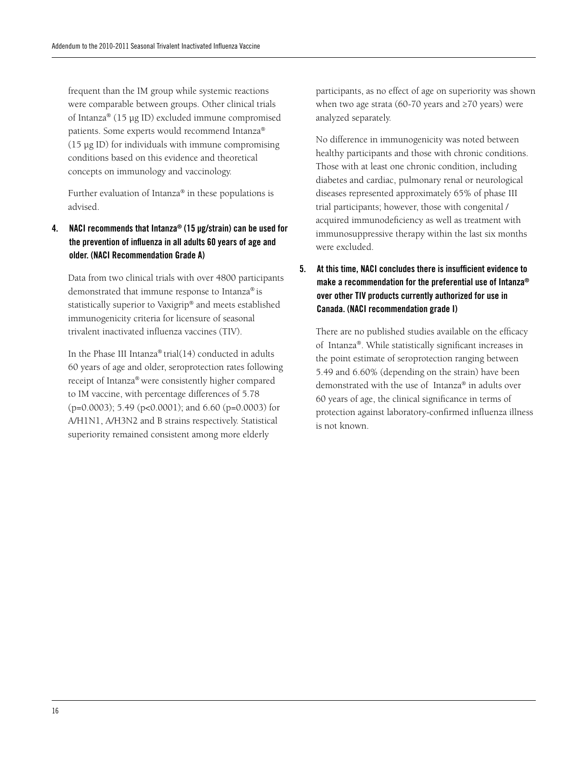frequent than the IM group while systemic reactions were comparable between groups. Other clinical trials of Intanza® (15 µg ID) excluded immune compromised patients. Some experts would recommend Intanza® (15 µg ID) for individuals with immune compromising conditions based on this evidence and theoretical concepts on immunology and vaccinology.

Further evaluation of Intanza® in these populations is advised.

**4. NACI recommends that Intanza® (15 µg/strain) can be used for the prevention of influenza in all adults 60 years of age and older. (NACI Recommendation Grade A)**

Data from two clinical trials with over 4800 participants demonstrated that immune response to Intanza® is statistically superior to Vaxigrip® and meets established immunogenicity criteria for licensure of seasonal trivalent inactivated influenza vaccines (TIV).

In the Phase III Intanza® trial(14) conducted in adults 60 years of age and older, seroprotection rates following receipt of Intanza® were consistently higher compared to IM vaccine, with percentage differences of 5.78 ($p=0.0003$); 5.49 ($p<0.0001$); and 6.60 ($p=0.0003$) for A/H1N1, A/H3N2 and B strains respectively. Statistical superiority remained consistent among more elderly participants, as no effect of age on superiority was shown when two age strata (60-70 years and ≥70 years) were analyzed separately.

No difference in immunogenicity was noted between healthy participants and those with chronic conditions. Those with at least one chronic condition, including diabetes and cardiac, pulmonary renal or neurological diseases represented approximately 65% of phase III trial participants; however, those with congenital / acquired immunodeficiency as well as treatment with immunosuppressive therapy within the last six months were excluded.

**5. At this time, NACI concludes there is insufficient evidence to make a recommendation for the preferential use of Intanza® over other TIV products currently authorized for use in Canada. (NACI recommendation grade I)**

There are no published studies available on the efficacy of Intanza®. While statistically significant increases in the point estimate of seroprotection ranging between 5.49 and 6.60% (depending on the strain) have been demonstrated with the use of Intanza® in adults over 60 years of age, the clinical significance in terms of protection against laboratory-confirmed influenza illness is not known.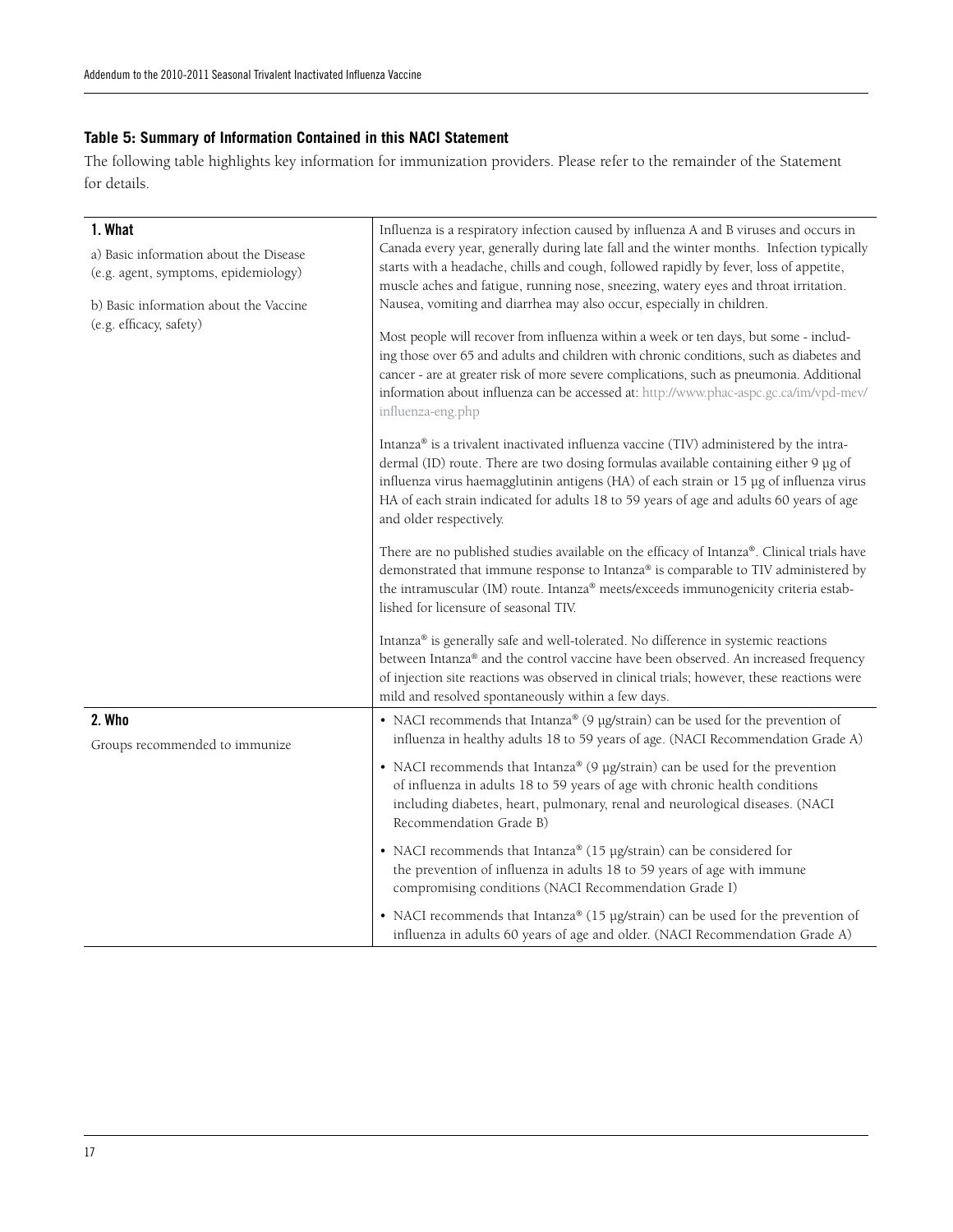### Table 5: Summary of Information Contained in this NACI Statement

The following table highlights key information for immunization providers. Please refer to the remainder of the Statement for details.

| | |
|---|---|
| **1. What**<br>a) Basic information about the Disease (e.g. agent, symptoms, epidemiology)<br>b) Basic information about the Vaccine (e.g. efficacy, safety) | Influenza is a respiratory infection caused by influenza A and B viruses and occurs in Canada every year, generally during late fall and the winter months. Infection typically starts with a headache, chills and cough, followed rapidly by fever, loss of appetite, muscle aches and fatigue, running nose, sneezing, watery eyes and throat irritation. Nausea, vomiting and diarrhea may also occur, especially in children.<br><br>Most people will recover from influenza within a week or ten days, but some - including those over 65 and adults and children with chronic conditions, such as diabetes and cancer - are at greater risk of more severe complications, such as pneumonia. Additional information about influenza can be accessed at: http://www.phac-aspc.gc.ca/im/vpd-mev/influenza-eng.php<br><br>Intanza® is a trivalent inactivated influenza vaccine (TIV) administered by the intradermal (ID) route. There are two dosing formulas available containing either 9 µg of influenza virus haemagglutinin antigens (HA) of each strain or 15 µg of influenza virus HA of each strain indicated for adults 18 to 59 years of age and adults 60 years of age and older respectively.<br><br>There are no published studies available on the efficacy of Intanza®. Clinical trials have demonstrated that immune response to Intanza® is comparable to TIV administered by the intramuscular (IM) route. Intanza® meets/exceeds immunogenicity criteria established for licensure of seasonal TIV.<br><br>Intanza® is generally safe and well-tolerated. No difference in systemic reactions between Intanza® and the control vaccine have been observed. An increased frequency of injection site reactions was observed in clinical trials; however, these reactions were mild and resolved spontaneously within a few days. |
| **2. Who**<br>Groups recommended to immunize | • NACI recommends that Intanza® (9 µg/strain) can be used for the prevention of influenza in healthy adults 18 to 59 years of age. (NACI Recommendation Grade A)<br><br>• NACI recommends that Intanza® (9 µg/strain) can be used for the prevention of influenza in adults 18 to 59 years of age with chronic health conditions including diabetes, heart, pulmonary, renal and neurological diseases. (NACI Recommendation Grade B)<br><br>• NACI recommends that Intanza® (15 µg/strain) can be considered for the prevention of influenza in adults 18 to 59 years of age with immune compromising conditions (NACI Recommendation Grade I)<br><br>• NACI recommends that Intanza® (15 µg/strain) can be used for the prevention of influenza in adults 60 years of age and older. (NACI Recommendation Grade A) |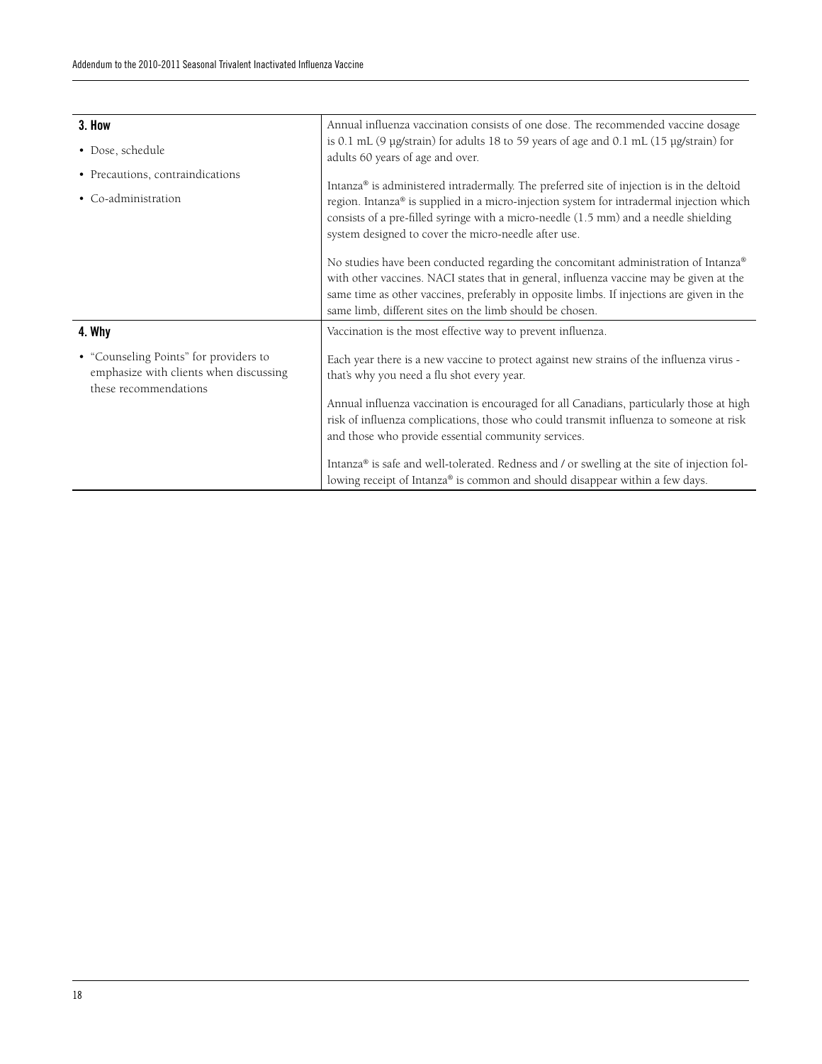| | |
|---|---|
| **3. How**<br>• Dose, schedule<br>• Precautions, contraindications<br>• Co-administration | Annual influenza vaccination consists of one dose. The recommended vaccine dosage is 0.1 mL (9 µg/strain) for adults 18 to 59 years of age and 0.1 mL (15 µg/strain) for adults 60 years of age and over.<br><br>Intanza® is administered intradermally. The preferred site of injection is in the deltoid region. Intanza® is supplied in a micro-injection system for intradermal injection which consists of a pre-filled syringe with a micro-needle (1.5 mm) and a needle shielding system designed to cover the micro-needle after use.<br><br>No studies have been conducted regarding the concomitant administration of Intanza® with other vaccines. NACI states that in general, influenza vaccine may be given at the same time as other vaccines, preferably in opposite limbs. If injections are given in the same limb, different sites on the limb should be chosen. |
| **4. Why**<br>• "Counseling Points" for providers to emphasize with clients when discussing these recommendations | Vaccination is the most effective way to prevent influenza.<br><br>Each year there is a new vaccine to protect against new strains of the influenza virus - that's why you need a flu shot every year.<br><br>Annual influenza vaccination is encouraged for all Canadians, particularly those at high risk of influenza complications, those who could transmit influenza to someone at risk and those who provide essential community services.<br><br>Intanza® is safe and well-tolerated. Redness and / or swelling at the site of injection following receipt of Intanza® is common and should disappear within a few days. |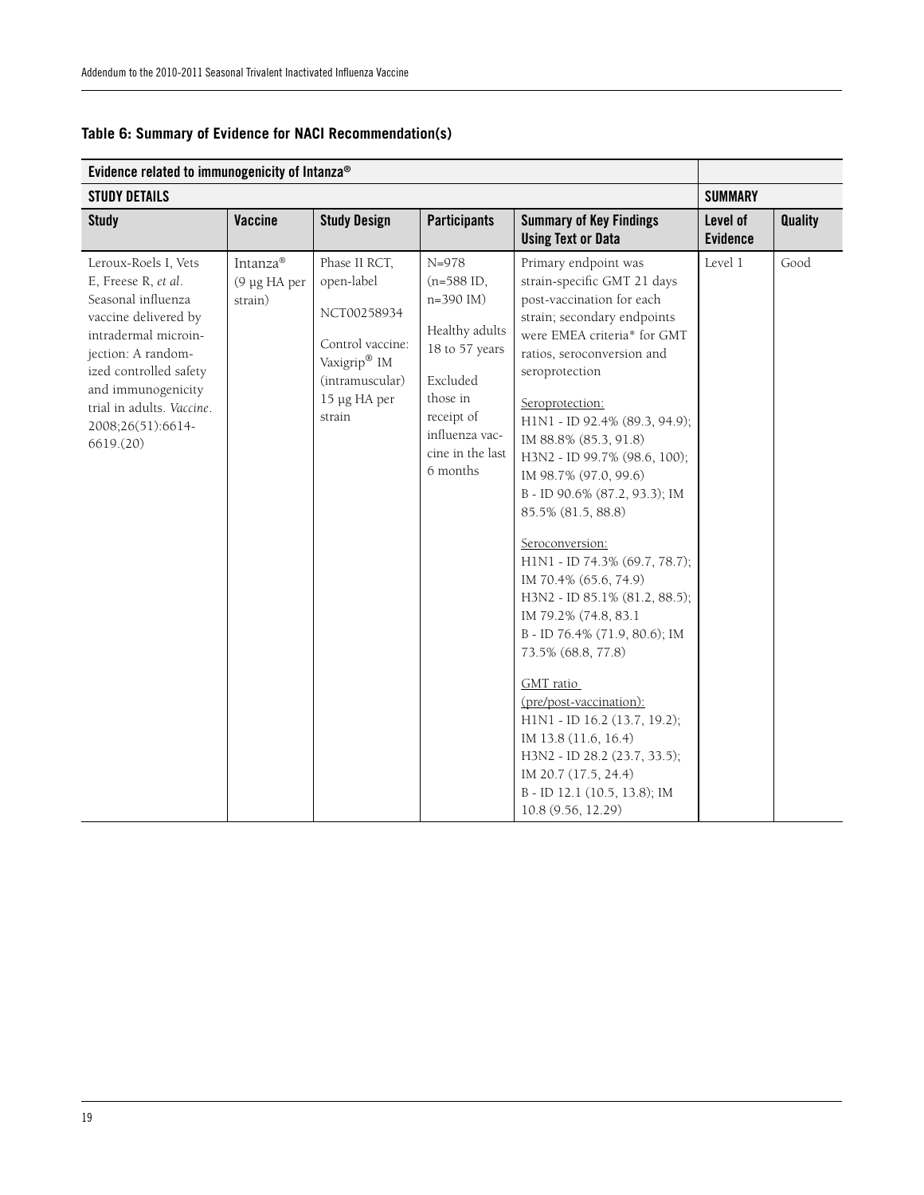**Table 6: Summary of Evidence for NACI Recommendation(s)**

| Evidence related to immunogenicity of Intanza® | | | | | | |
|---|---|---|---|---|---|---|
| **STUDY DETAILS** | | | | | **SUMMARY** | |
| **Study** | **Vaccine** | **Study Design** | **Participants** | **Summary of Key Findings Using Text or Data** | **Level of Evidence** | **Quality** |
| Leroux-Roels I, Vets E, Freese R, *et al*. Seasonal influenza vaccine delivered by intradermal microinjection: A randomized controlled safety and immunogenicity trial in adults. *Vaccine*. 2008;26(51):6614-6619.(20) | Intanza® (9 µg HA per strain) | Phase II RCT, open-label<br><br>NCT00258934<br><br>Control vaccine: Vaxigrip® IM (intramuscular) 15 µg HA per strain | N=978 (n=588 ID, n=390 IM)<br><br>Healthy adults 18 to 57 years<br><br>Excluded those in receipt of influenza vaccine in the last 6 months | Primary endpoint was strain-specific GMT 21 days post-vaccination for each strain; secondary endpoints were EMEA criteria* for GMT ratios, seroconversion and seroprotection<br><br>Seroprotection:<br>H1N1 - ID 92.4% (89.3, 94.9); IM 88.8% (85.3, 91.8)<br>H3N2 - ID 99.7% (98.6, 100); IM 98.7% (97.0, 99.6)<br>B - ID 90.6% (87.2, 93.3); IM 85.5% (81.5, 88.8)<br><br>Seroconversion:<br>H1N1 - ID 74.3% (69.7, 78.7); IM 70.4% (65.6, 74.9)<br>H3N2 - ID 85.1% (81.2, 88.5); IM 79.2% (74.8, 83.1<br>B - ID 76.4% (71.9, 80.6); IM 73.5% (68.8, 77.8)<br><br>GMT ratio (pre/post-vaccination):<br>H1N1 - ID 16.2 (13.7, 19.2); IM 13.8 (11.6, 16.4)<br>H3N2 - ID 28.2 (23.7, 33.5); IM 20.7 (17.5, 24.4)<br>B - ID 12.1 (10.5, 13.8); IM 10.8 (9.56, 12.29) | Level 1 | Good |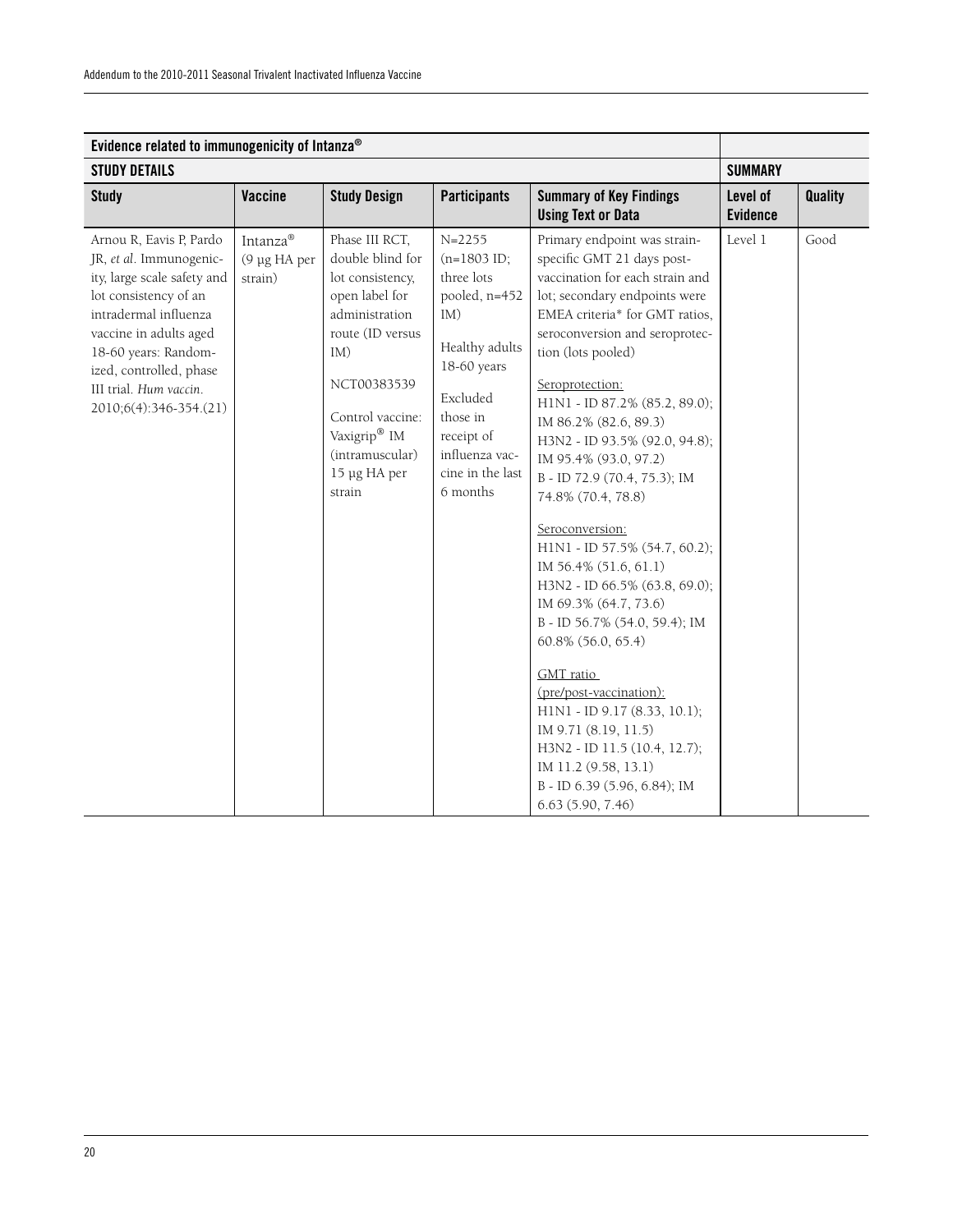| Evidence related to immunogenicity of Intanza® | | | | | | |
|---|---|---|---|---|---|---|
| **STUDY DETAILS** | | | | | **SUMMARY** | |
| **Study** | **Vaccine** | **Study Design** | **Participants** | **Summary of Key Findings Using Text or Data** | **Level of Evidence** | **Quality** |
| Arnou R, Eavis P, Pardo JR, *et al*. Immunogenicity, large scale safety and lot consistency of an intradermal influenza vaccine in adults aged 18-60 years: Randomized, controlled, phase III trial. *Hum vaccin*. 2010;6(4):346-354.(21) | Intanza® (9 µg HA per strain) | Phase III RCT, double blind for lot consistency, open label for administration route (ID versus IM)<br><br>NCT00383539<br><br>Control vaccine: Vaxigrip® IM (intramuscular) 15 µg HA per strain | N=2255 (n=1803 ID; three lots pooled, n=452 IM)<br><br>Healthy adults 18-60 years<br><br>Excluded those in receipt of influenza vaccine in the last 6 months | Primary endpoint was strain-specific GMT 21 days post-vaccination for each strain and lot; secondary endpoints were EMEA criteria* for GMT ratios, seroconversion and seroprotection (lots pooled)<br><br><u>Seroprotection:</u><br>H1N1 - ID 87.2% (85.2, 89.0); IM 86.2% (82.6, 89.3)<br>H3N2 - ID 93.5% (92.0, 94.8); IM 95.4% (93.0, 97.2)<br>B - ID 72.9 (70.4, 75.3); IM 74.8% (70.4, 78.8)<br><br><u>Seroconversion:</u><br>H1N1 - ID 57.5% (54.7, 60.2); IM 56.4% (51.6, 61.1)<br>H3N2 - ID 66.5% (63.8, 69.0); IM 69.3% (64.7, 73.6)<br>B - ID 56.7% (54.0, 59.4); IM 60.8% (56.0, 65.4)<br><br><u>GMT ratio (pre/post-vaccination):</u><br>H1N1 - ID 9.17 (8.33, 10.1); IM 9.71 (8.19, 11.5)<br>H3N2 - ID 11.5 (10.4, 12.7); IM 11.2 (9.58, 13.1)<br>B - ID 6.39 (5.96, 6.84); IM 6.63 (5.90, 7.46) | Level 1 | Good |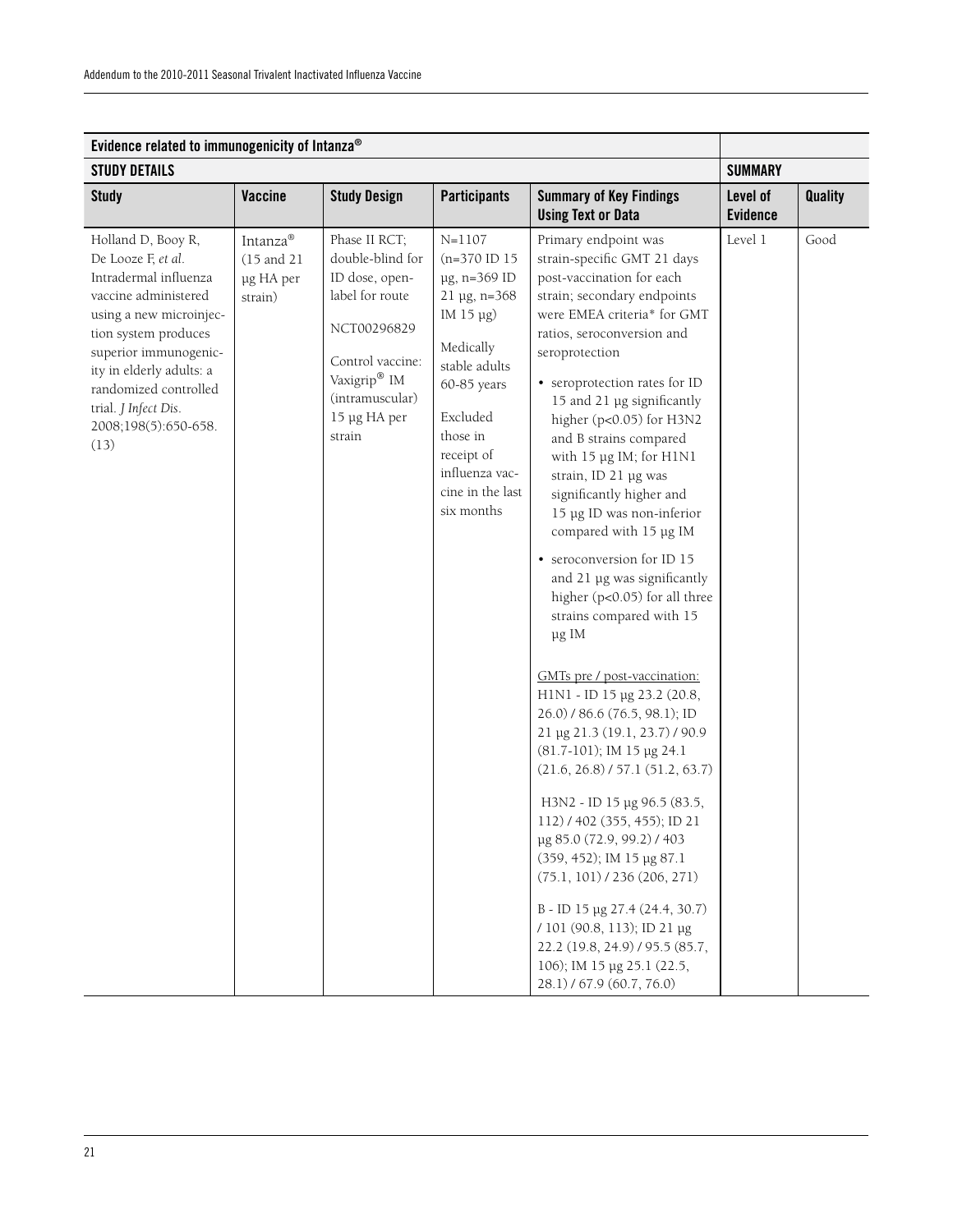| Evidence related to immunogenicity of Intanza® | | | | | | |
|---|---|---|---|---|---|---|
| **STUDY DETAILS** | | | | | **SUMMARY** | |
| **Study** | **Vaccine** | **Study Design** | **Participants** | **Summary of Key Findings Using Text or Data** | **Level of Evidence** | **Quality** |
| Holland D, Booy R, De Looze F, *et al*. Intradermal influenza vaccine administered using a new microinjection system produces superior immunogenicity in elderly adults: a randomized controlled trial. *J Infect Dis*. 2008;198(5):650-658. (13) | Intanza® (15 and 21 µg HA per strain) | Phase II RCT; double-blind for ID dose, open-label for route<br><br>NCT00296829<br><br>Control vaccine: Vaxigrip® IM (intramuscular) 15 µg HA per strain | N=1107 (n=370 ID 15 µg, n=369 ID 21 µg, n=368 IM 15 µg)<br><br>Medically stable adults 60-85 years<br><br>Excluded those in receipt of influenza vaccine in the last six months | Primary endpoint was strain-specific GMT 21 days post-vaccination for each strain; secondary endpoints were EMEA criteria* for GMT ratios, seroconversion and seroprotection<br><br>• seroprotection rates for ID 15 and 21 µg significantly higher ($p<0.05$) for H3N2 and B strains compared with 15 µg IM; for H1N1 strain, ID 21 µg was significantly higher and 15 µg ID was non-inferior compared with 15 µg IM<br><br>• seroconversion for ID 15 and 21 µg was significantly higher ($p<0.05$) for all three strains compared with 15 µg IM<br><br><u>GMTs pre / post-vaccination:</u><br>H1N1 - ID 15 µg 23.2 (20.8, 26.0) / 86.6 (76.5, 98.1); ID 21 µg 21.3 (19.1, 23.7) / 90.9 (81.7-101); IM 15 µg 24.1 (21.6, 26.8) / 57.1 (51.2, 63.7)<br><br>H3N2 - ID 15 µg 96.5 (83.5, 112) / 402 (355, 455); ID 21 µg 85.0 (72.9, 99.2) / 403 (359, 452); IM 15 µg 87.1 (75.1, 101) / 236 (206, 271)<br><br>B - ID 15 µg 27.4 (24.4, 30.7) / 101 (90.8, 113); ID 21 µg 22.2 (19.8, 24.9) / 95.5 (85.7, 106); IM 15 µg 25.1 (22.5, 28.1) / 67.9 (60.7, 76.0) | Level 1 | Good |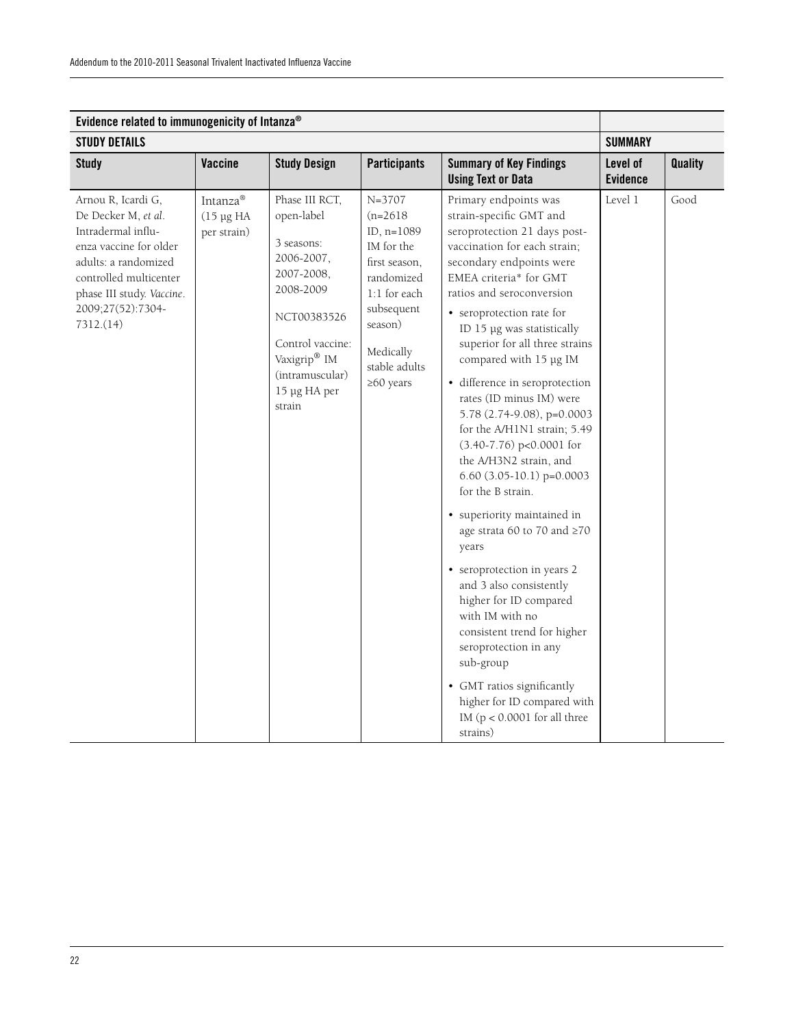| Evidence related to immunogenicity of Intanza® | | | | | | |
|---|---|---|---|---|---|---|
| **STUDY DETAILS** | | | | | **SUMMARY** | |
| **Study** | **Vaccine** | **Study Design** | **Participants** | **Summary of Key Findings Using Text or Data** | **Level of Evidence** | **Quality** |
| Arnou R, Icardi G, De Decker M, *et al*. Intradermal influenza vaccine for older adults: a randomized controlled multicenter phase III study. *Vaccine*. 2009;27(52):7304-7312.(14) | Intanza® (15 µg HA per strain) | Phase III RCT, open-label<br><br>3 seasons: 2006-2007, 2007-2008, 2008-2009<br><br>NCT00383526<br><br>Control vaccine: Vaxigrip® IM (intramuscular) 15 µg HA per strain | N=3707 (n=2618 ID, n=1089 IM for the first season, randomized 1:1 for each subsequent season)<br><br>Medically stable adults ≥60 years | Primary endpoints was strain-specific GMT and seroprotection 21 days post-vaccination for each strain; secondary endpoints were EMEA criteria* for GMT ratios and seroconversion<br><br>• seroprotection rate for ID 15 µg was statistically superior for all three strains compared with 15 µg IM<br><br>• difference in seroprotection rates (ID minus IM) were 5.78 (2.74-9.08), p=0.0003 for the A/H1N1 strain; 5.49 (3.40-7.76) p<0.0001 for the A/H3N2 strain, and 6.60 (3.05-10.1) p=0.0003 for the B strain.<br><br>• superiority maintained in age strata 60 to 70 and ≥70 years<br><br>• seroprotection in years 2 and 3 also consistently higher for ID compared with IM with no consistent trend for higher seroprotection in any sub-group<br><br>• GMT ratios significantly higher for ID compared with IM ($p < 0.0001$ for all three strains) | Level 1 | Good |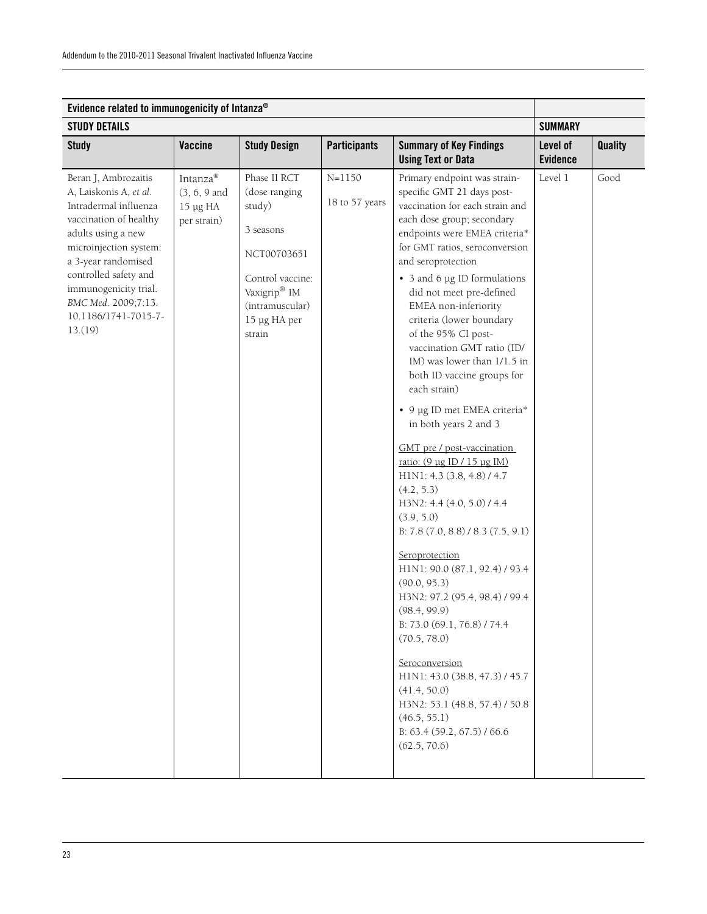| Evidence related to immunogenicity of Intanza® | | | | | | |
|---|---|---|---|---|---|---|
| **STUDY DETAILS** | | | | | **SUMMARY** | |
| **Study** | **Vaccine** | **Study Design** | **Participants** | **Summary of Key Findings Using Text or Data** | **Level of Evidence** | **Quality** |
| Beran J, Ambrozaitis A, Laiskonis A, *et al*. Intradermal influenza vaccination of healthy adults using a new microinjection system: a 3-year randomised controlled safety and immunogenicity trial. *BMC Med*. 2009;7:13. 10.1186/1741-7015-7-13.(19) | Intanza® (3, 6, 9 and 15 µg HA per strain) | Phase II RCT (dose ranging study)<br><br>3 seasons<br><br>NCT00703651<br><br>Control vaccine: Vaxigrip® IM (intramuscular) 15 µg HA per strain | N=1150<br><br>18 to 57 years | Primary endpoint was strain-specific GMT 21 days post-vaccination for each strain and each dose group; secondary endpoints were EMEA criteria* for GMT ratios, seroconversion and seroprotection<br><br>• 3 and 6 µg ID formulations did not meet pre-defined EMEA non-inferiority criteria (lower boundary of the 95% CI post-vaccination GMT ratio (ID/IM) was lower than 1/1.5 in both ID vaccine groups for each strain)<br><br>• 9 µg ID met EMEA criteria* in both years 2 and 3<br><br><u>GMT pre / post-vaccination ratio: (9 µg ID / 15 µg IM)</u><br>H1N1: 4.3 (3.8, 4.8) / 4.7 (4.2, 5.3)<br>H3N2: 4.4 (4.0, 5.0) / 4.4 (3.9, 5.0)<br>B: 7.8 (7.0, 8.8) / 8.3 (7.5, 9.1)<br><br><u>Seroprotection</u><br>H1N1: 90.0 (87.1, 92.4) / 93.4 (90.0, 95.3)<br>H3N2: 97.2 (95.4, 98.4) / 99.4 (98.4, 99.9)<br>B: 73.0 (69.1, 76.8) / 74.4 (70.5, 78.0)<br><br><u>Seroconversion</u><br>H1N1: 43.0 (38.8, 47.3) / 45.7 (41.4, 50.0)<br>H3N2: 53.1 (48.8, 57.4) / 50.8 (46.5, 55.1)<br>B: 63.4 (59.2, 67.5) / 66.6 (62.5, 70.6) | Level 1 | Good |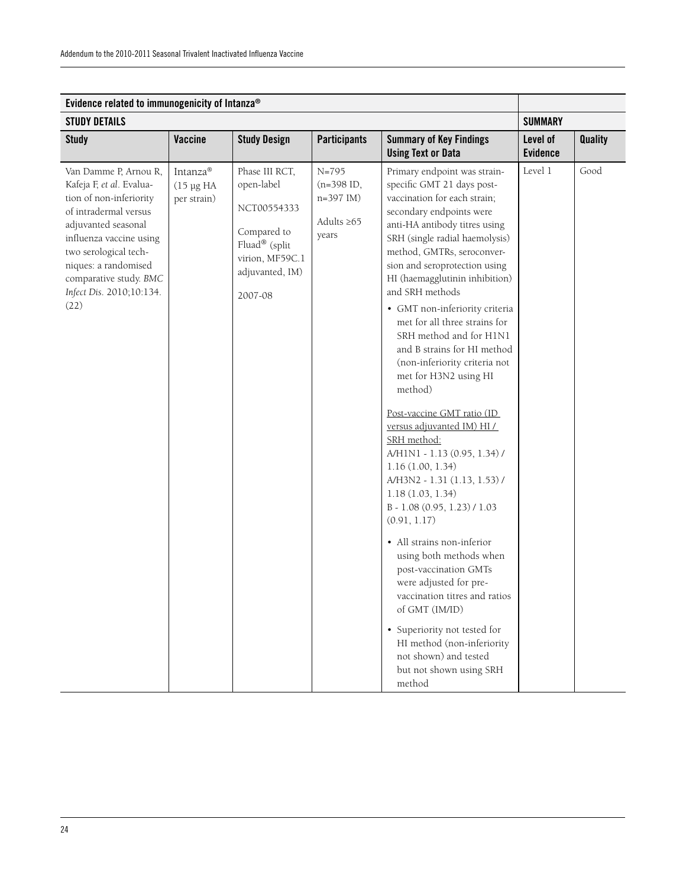| Evidence related to immunogenicity of Intanza® | | | | | | |
|---|---|---|---|---|---|---|
| **STUDY DETAILS** | | | | | **SUMMARY** | |
| **Study** | **Vaccine** | **Study Design** | **Participants** | **Summary of Key Findings Using Text or Data** | **Level of Evidence** | **Quality** |
| Van Damme P, Arnou R, Kafeja F, *et al*. Evaluation of non-inferiority of intradermal versus adjuvanted seasonal influenza vaccine using two serological techniques: a randomised comparative study. *BMC Infect Dis*. 2010;10:134. (22) | Intanza® (15 μg HA per strain) | Phase III RCT, open-label<br><br>NCT00554333<br><br>Compared to Fluad® (split virion, MF59C.1 adjuvanted, IM)<br><br>2007-08 | N=795 (n=398 ID, n=397 IM)<br><br>Adults ≥65 years | Primary endpoint was strain-specific GMT 21 days post-vaccination for each strain; secondary endpoints were anti-HA antibody titres using SRH (single radial haemolysis) method, GMTRs, seroconversion and seroprotection using HI (haemagglutinin inhibition) and SRH methods<br><br>• GMT non-inferiority criteria met for all three strains for SRH method and for H1N1 and B strains for HI method (non-inferiority criteria not met for H3N2 using HI method)<br><br>Post-vaccine GMT ratio (ID versus adjuvanted IM) HI / SRH method:<br>A/H1N1 - 1.13 (0.95, 1.34) / 1.16 (1.00, 1.34)<br>A/H3N2 - 1.31 (1.13, 1.53) / 1.18 (1.03, 1.34)<br>B - 1.08 (0.95, 1.23) / 1.03 (0.91, 1.17)<br><br>• All strains non-inferior using both methods when post-vaccination GMTs were adjusted for pre-vaccination titres and ratios of GMT (IM/ID)<br><br>• Superiority not tested for HI method (non-inferiority not shown) and tested but not shown using SRH method | Level 1 | Good |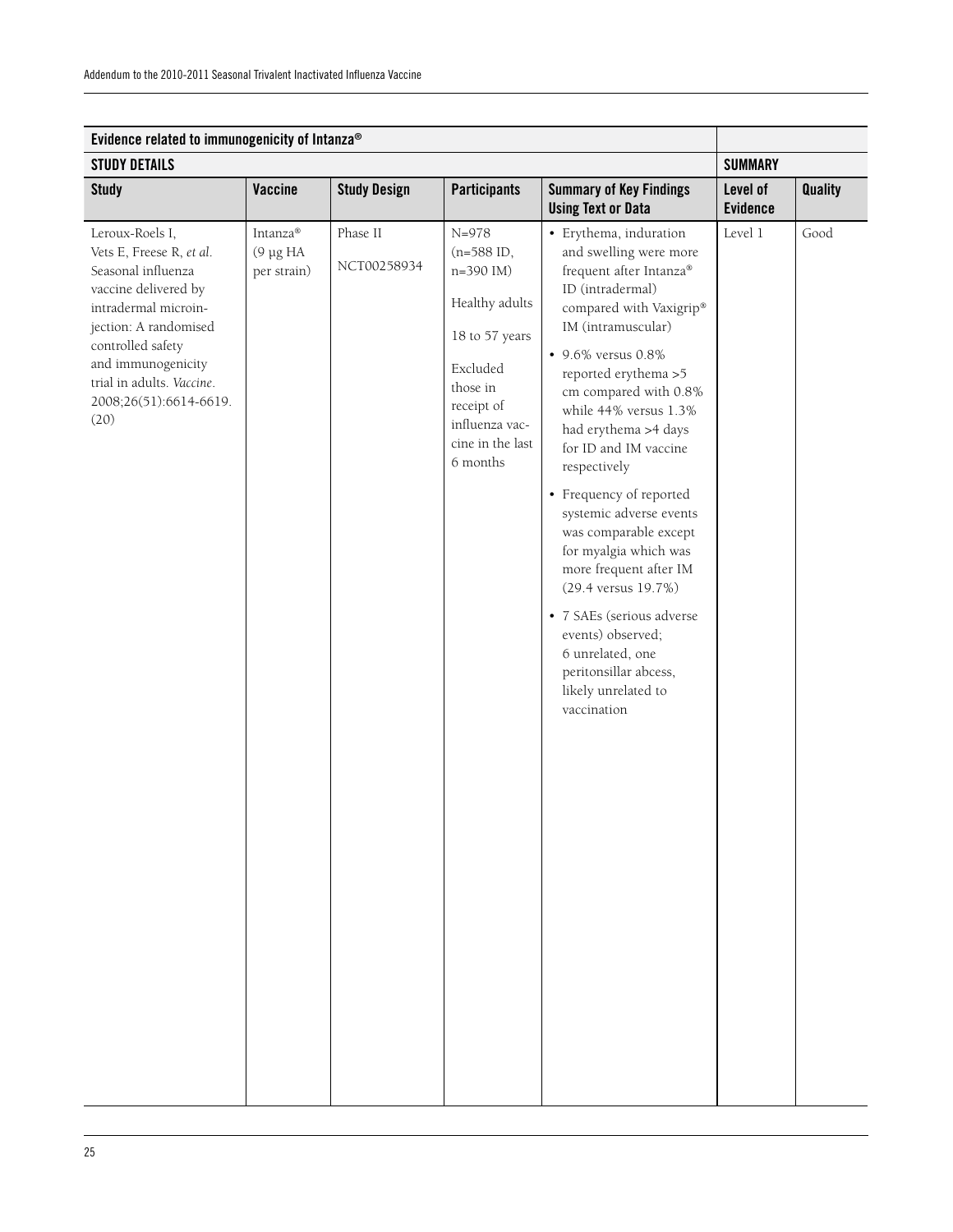| Evidence related to immunogenicity of Intanza® | | | | | | |
|---|---|---|---|---|---|---|
| **STUDY DETAILS** | | | | | **SUMMARY** | |
| **Study** | **Vaccine** | **Study Design** | **Participants** | **Summary of Key Findings Using Text or Data** | **Level of Evidence** | **Quality** |
| Leroux-Roels I, Vets E, Freese R, *et al*. Seasonal influenza vaccine delivered by intradermal microinjection: A randomised controlled safety and immunogenicity trial in adults. *Vaccine*. 2008;26(51):6614-6619. (20) | Intanza® (9 µg HA per strain) | Phase II<br><br>NCT00258934 | N=978 (n=588 ID, n=390 IM)<br><br>Healthy adults<br><br>18 to 57 years<br><br>Excluded those in receipt of influenza vaccine in the last 6 months | • Erythema, induration and swelling were more frequent after Intanza® ID (intradermal) compared with Vaxigrip® IM (intramuscular)<br><br>• 9.6% versus 0.8% reported erythema >5 cm compared with 0.8% while 44% versus 1.3% had erythema >4 days for ID and IM vaccine respectively<br><br>• Frequency of reported systemic adverse events was comparable except for myalgia which was more frequent after IM (29.4 versus 19.7%)<br><br>• 7 SAEs (serious adverse events) observed; 6 unrelated, one peritonsillar abcess, likely unrelated to vaccination | Level 1 | Good |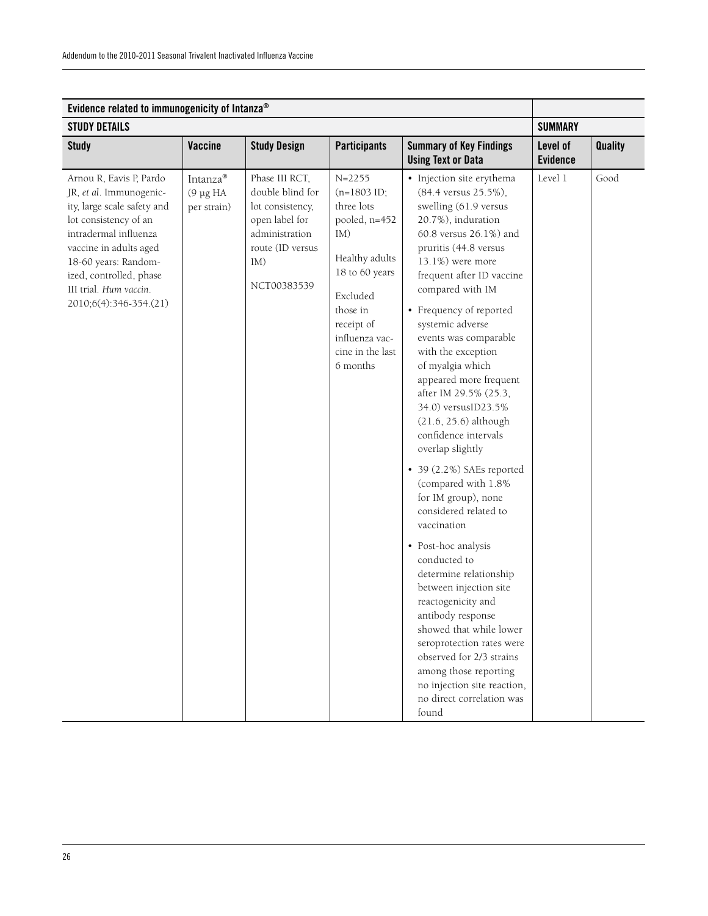| Evidence related to immunogenicity of Intanza® | | | | | | |
|---|---|---|---|---|---|---|
| **STUDY DETAILS** | | | | | **SUMMARY** | |
| **Study** | **Vaccine** | **Study Design** | **Participants** | **Summary of Key Findings Using Text or Data** | **Level of Evidence** | **Quality** |
| Arnou R, Eavis P, Pardo JR, *et al*. Immunogenicity, large scale safety and lot consistency of an intradermal influenza vaccine in adults aged 18-60 years: Randomized, controlled, phase III trial. *Hum vaccin.* 2010;6(4):346-354.(21) | Intanza® (9 µg HA per strain) | Phase III RCT, double blind for lot consistency, open label for administration route (ID versus IM)<br><br>NCT00383539 | N=2255 (n=1803 ID; three lots pooled, n=452 IM)<br><br>Healthy adults 18 to 60 years<br><br>Excluded those in receipt of influenza vaccine in the last 6 months | • Injection site erythema (84.4 versus 25.5%), swelling (61.9 versus 20.7%), induration 60.8 versus 26.1%) and pruritis (44.8 versus 13.1%) were more frequent after ID vaccine compared with IM<br><br>• Frequency of reported systemic adverse events was comparable with the exception of myalgia which appeared more frequent after IM 29.5% (25.3, 34.0) versusID23.5% (21.6, 25.6) although confidence intervals overlap slightly<br><br>• 39 (2.2%) SAEs reported (compared with 1.8% for IM group), none considered related to vaccination<br><br>• Post-hoc analysis conducted to determine relationship between injection site reactogenicity and antibody response showed that while lower seroprotection rates were observed for 2/3 strains among those reporting no injection site reaction, no direct correlation was found | Level 1 | Good |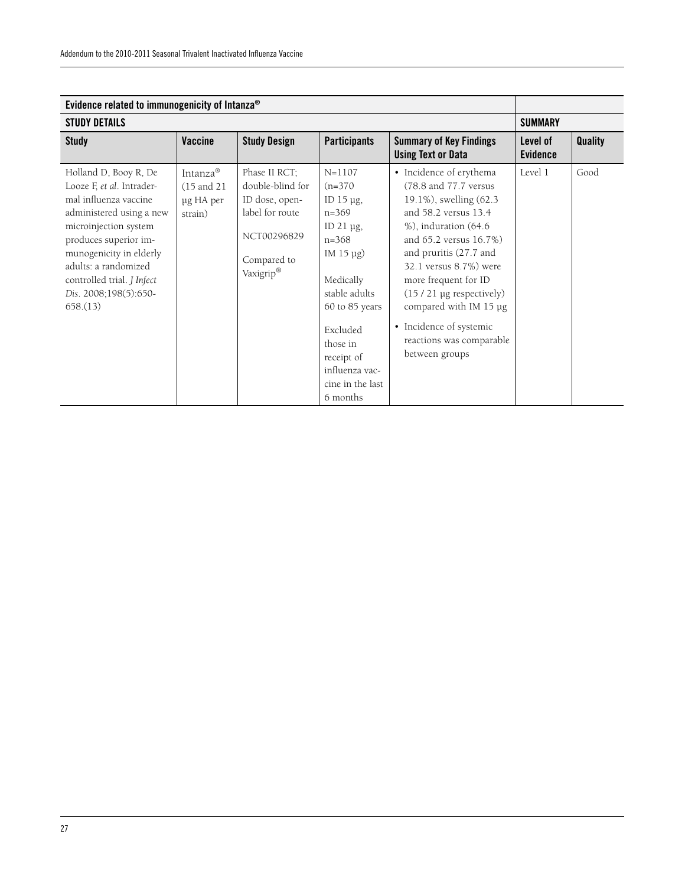| Evidence related to immunogenicity of Intanza® | | | | | | |
|---|---|---|---|---|---|---|
| **STUDY DETAILS** | | | | | **SUMMARY** | |
| **Study** | **Vaccine** | **Study Design** | **Participants** | **Summary of Key Findings Using Text or Data** | **Level of Evidence** | **Quality** |
| Holland D, Booy R, De Looze F, *et al*. Intradermal influenza vaccine administered using a new microinjection system produces superior immunogenicity in elderly adults: a randomized controlled trial. *J Infect Dis*. 2008;198(5):650-658.(13) | Intanza® (15 and 21 µg HA per strain) | Phase II RCT; double-blind for ID dose, open-label for route<br><br>NCT00296829<br><br>Compared to Vaxigrip® | N=1107 (n=370 ID 15 µg, n=369 ID 21 µg, n=368 IM 15 µg)<br><br>Medically stable adults 60 to 85 years<br><br>Excluded those in receipt of influenza vaccine in the last 6 months | • Incidence of erythema (78.8 and 77.7 versus 19.1%), swelling (62.3 and 58.2 versus 13.4 %), induration (64.6 and 65.2 versus 16.7%) and pruritis (27.7 and 32.1 versus 8.7%) were more frequent for ID (15 / 21 µg respectively) compared with IM 15 µg<br>• Incidence of systemic reactions was comparable between groups | Level 1 | Good |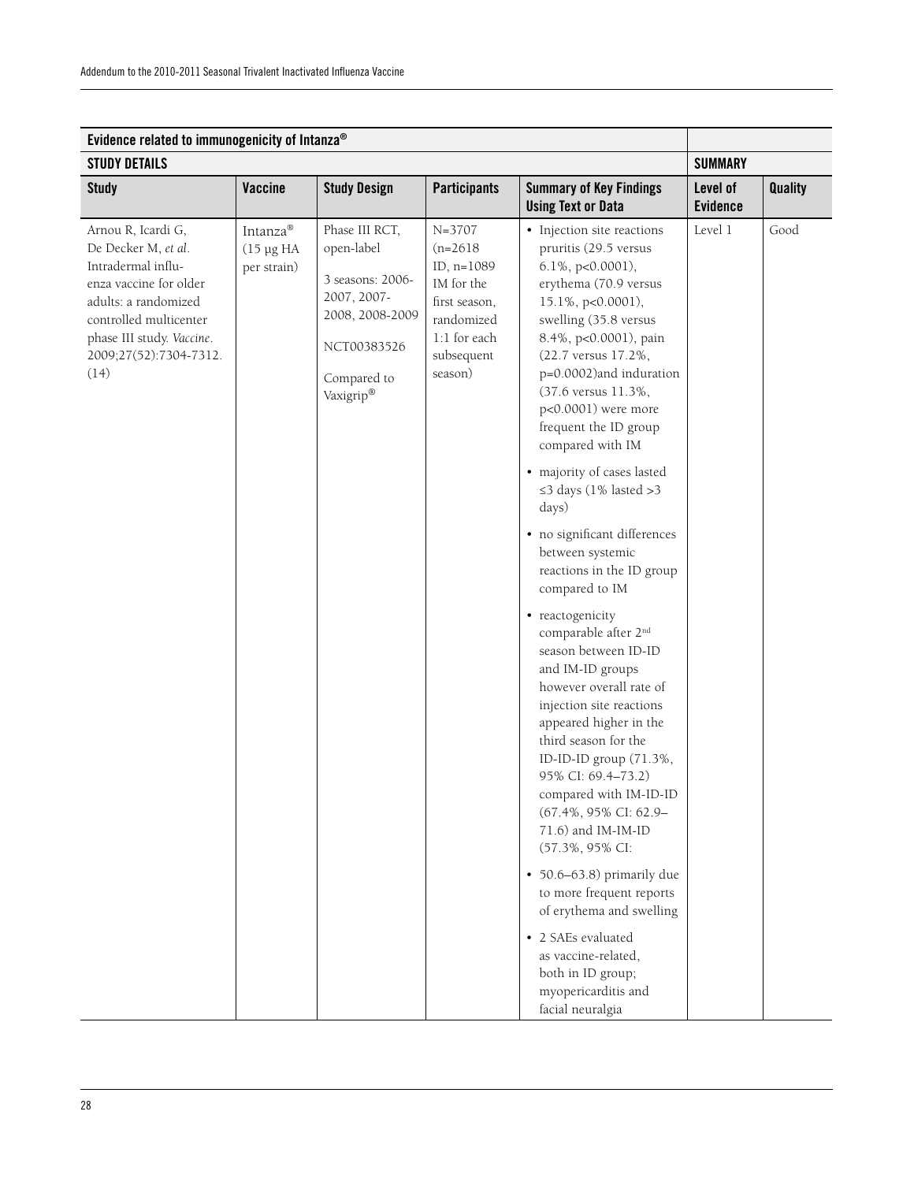| Evidence related to immunogenicity of Intanza® | | | | | | |
|---|---|---|---|---|---|---|
| **STUDY DETAILS** | | | | | **SUMMARY** | |
| **Study** | **Vaccine** | **Study Design** | **Participants** | **Summary of Key Findings Using Text or Data** | **Level of Evidence** | **Quality** |
| Arnou R, Icardi G, De Decker M, *et al*. Intradermal influenza vaccine for older adults: a randomized controlled multicenter phase III study. *Vaccine*. 2009;27(52):7304-7312. (14) | Intanza® (15 µg HA per strain) | Phase III RCT, open-label<br><br>3 seasons: 2006-2007, 2007-2008, 2008-2009<br><br>NCT00383526<br><br>Compared to Vaxigrip® | N=3707 (n=2618 ID, n=1089 IM for the first season, randomized 1:1 for each subsequent season) | • Injection site reactions pruritis (29.5 versus 6.1%, p<0.0001), erythema (70.9 versus 15.1%, p<0.0001), swelling (35.8 versus 8.4%, p<0.0001), pain (22.7 versus 17.2%, p=0.0002)and induration (37.6 versus 11.3%, p<0.0001) were more frequent the ID group compared with IM<br><br>• majority of cases lasted ≤3 days (1% lasted >3 days)<br><br>• no significant differences between systemic reactions in the ID group compared to IM<br><br>• reactogenicity comparable after 2nd season between ID-ID and IM-ID groups however overall rate of injection site reactions appeared higher in the third season for the ID-ID-ID group (71.3%, 95% CI: 69.4–73.2) compared with IM-ID-ID (67.4%, 95% CI: 62.9–71.6) and IM-IM-ID (57.3%, 95% CI:<br><br>• 50.6–63.8) primarily due to more frequent reports of erythema and swelling<br><br>• 2 SAEs evaluated as vaccine-related, both in ID group; myopericarditis and facial neuralgia | Level 1 | Good |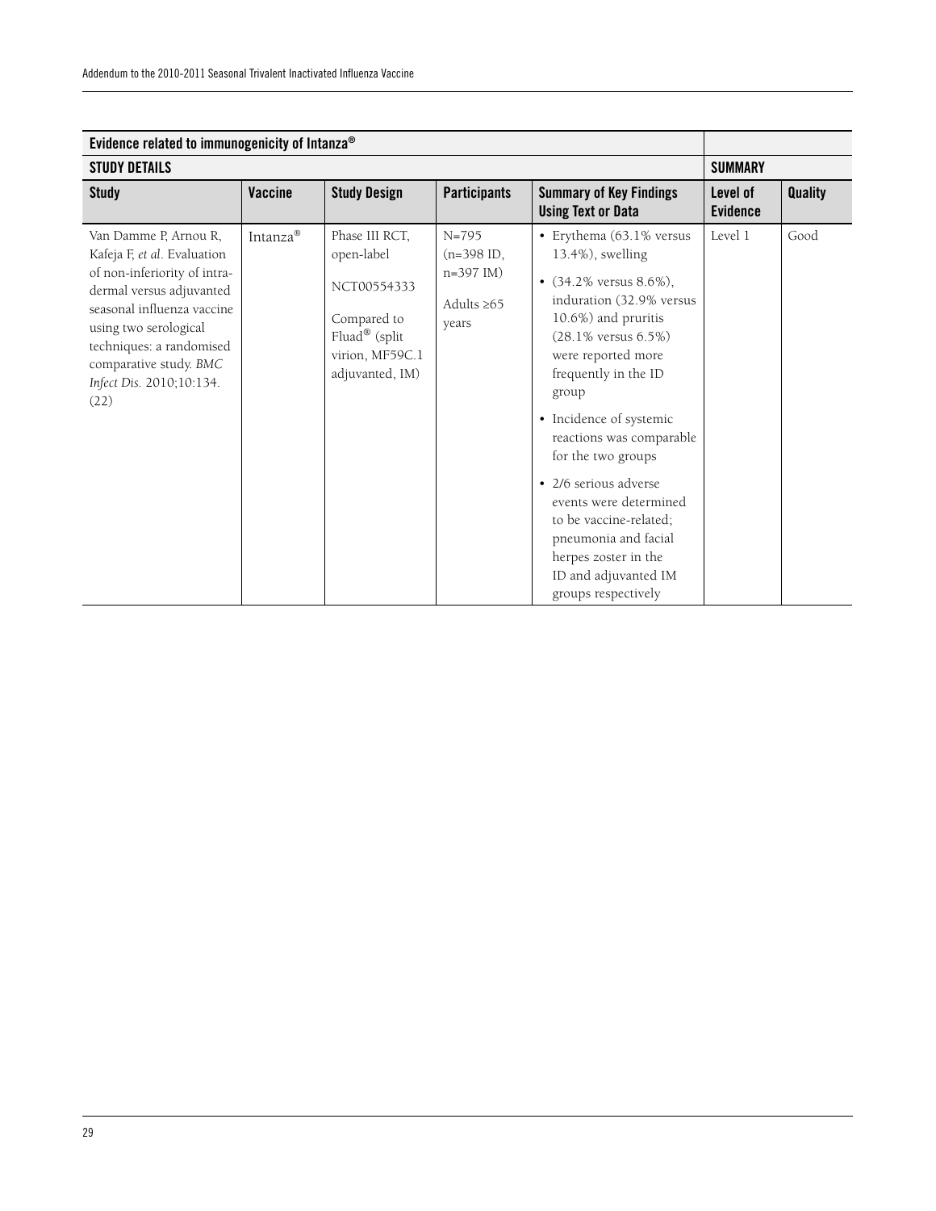| Evidence related to immunogenicity of Intanza® | | | | | | |
|---|---|---|---|---|---|---|
| **STUDY DETAILS** | | | | | **SUMMARY** | |
| **Study** | **Vaccine** | **Study Design** | **Participants** | **Summary of Key Findings Using Text or Data** | **Level of Evidence** | **Quality** |
| Van Damme P, Arnou R, Kafeja F, *et al*. Evaluation of non-inferiority of intra-dermal versus adjuvanted seasonal influenza vaccine using two serological techniques: a randomised comparative study. *BMC Infect Dis*. 2010;10:134. (22) | Intanza® | Phase III RCT, open-label<br><br>NCT00554333<br><br>Compared to Fluad® (split virion, MF59C.1 adjuvanted, IM) | N=795 (n=398 ID, n=397 IM)<br><br>Adults ≥65 years | • Erythema (63.1% versus 13.4%), swelling<br>• (34.2% versus 8.6%), induration (32.9% versus 10.6%) and pruritis (28.1% versus 6.5%) were reported more frequently in the ID group<br>• Incidence of systemic reactions was comparable for the two groups<br>• 2/6 serious adverse events were determined to be vaccine-related; pneumonia and facial herpes zoster in the ID and adjuvanted IM groups respectively | Level 1 | Good |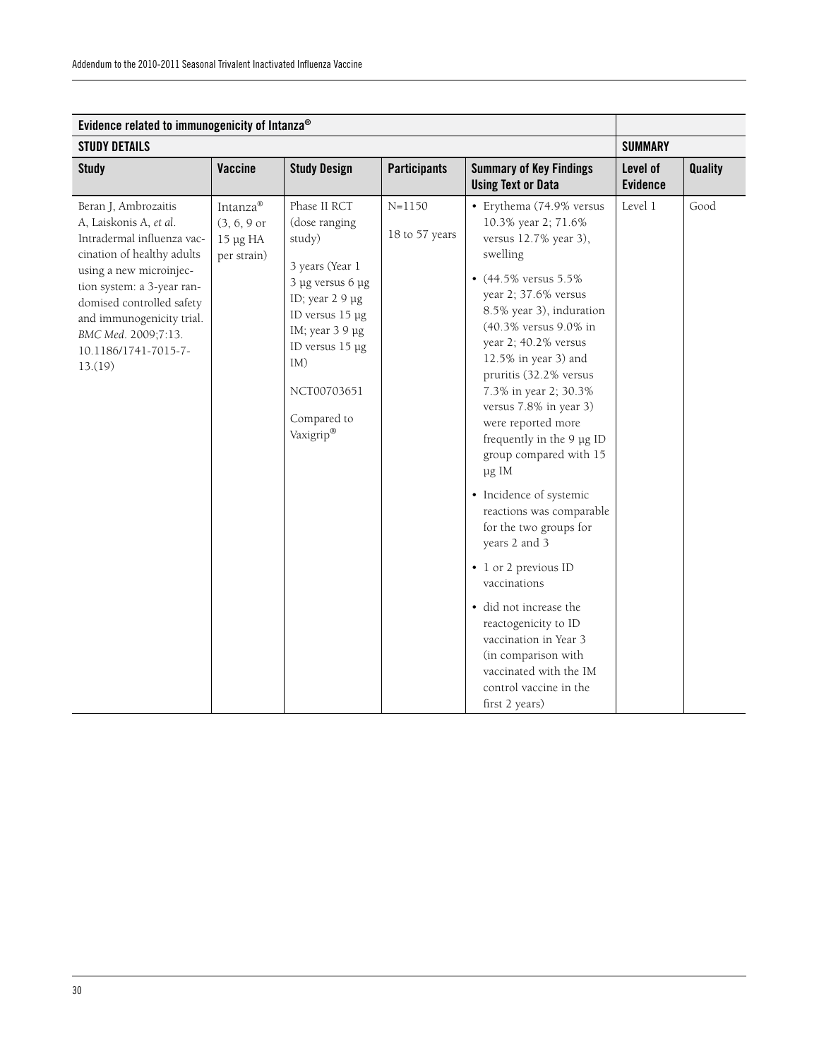| Evidence related to immunogenicity of Intanza® | | | | | | |
|---|---|---|---|---|---|---|
| **STUDY DETAILS** | | | | | **SUMMARY** | |
| **Study** | **Vaccine** | **Study Design** | **Participants** | **Summary of Key Findings Using Text or Data** | **Level of Evidence** | **Quality** |
| Beran J, Ambrozaitis A, Laiskonis A, *et al*. Intradermal influenza vaccination of healthy adults using a new microinjection system: a 3-year randomised controlled safety and immunogenicity trial. *BMC Med*. 2009;7:13. 10.1186/1741-7015-7-13.(19) | Intanza® (3, 6, 9 or 15 µg HA per strain) | Phase II RCT (dose ranging study)<br><br>3 years (Year 1 3 µg versus 6 µg ID; year 2 9 µg ID versus 15 µg IM; year 3 9 µg ID versus 15 µg IM)<br><br>NCT00703651<br><br>Compared to Vaxigrip® | N=1150<br><br>18 to 57 years | • Erythema (74.9% versus 10.3% year 2; 71.6% versus 12.7% year 3), swelling<br>• (44.5% versus 5.5% year 2; 37.6% versus 8.5% year 3), induration (40.3% versus 9.0% in year 2; 40.2% versus 12.5% in year 3) and pruritis (32.2% versus 7.3% in year 2; 30.3% versus 7.8% in year 3) were reported more frequently in the 9 µg ID group compared with 15 µg IM<br>• Incidence of systemic reactions was comparable for the two groups for years 2 and 3<br>• 1 or 2 previous ID vaccinations<br>• did not increase the reactogenicity to ID vaccination in Year 3 (in comparison with vaccinated with the IM control vaccine in the first 2 years) | Level 1 | Good |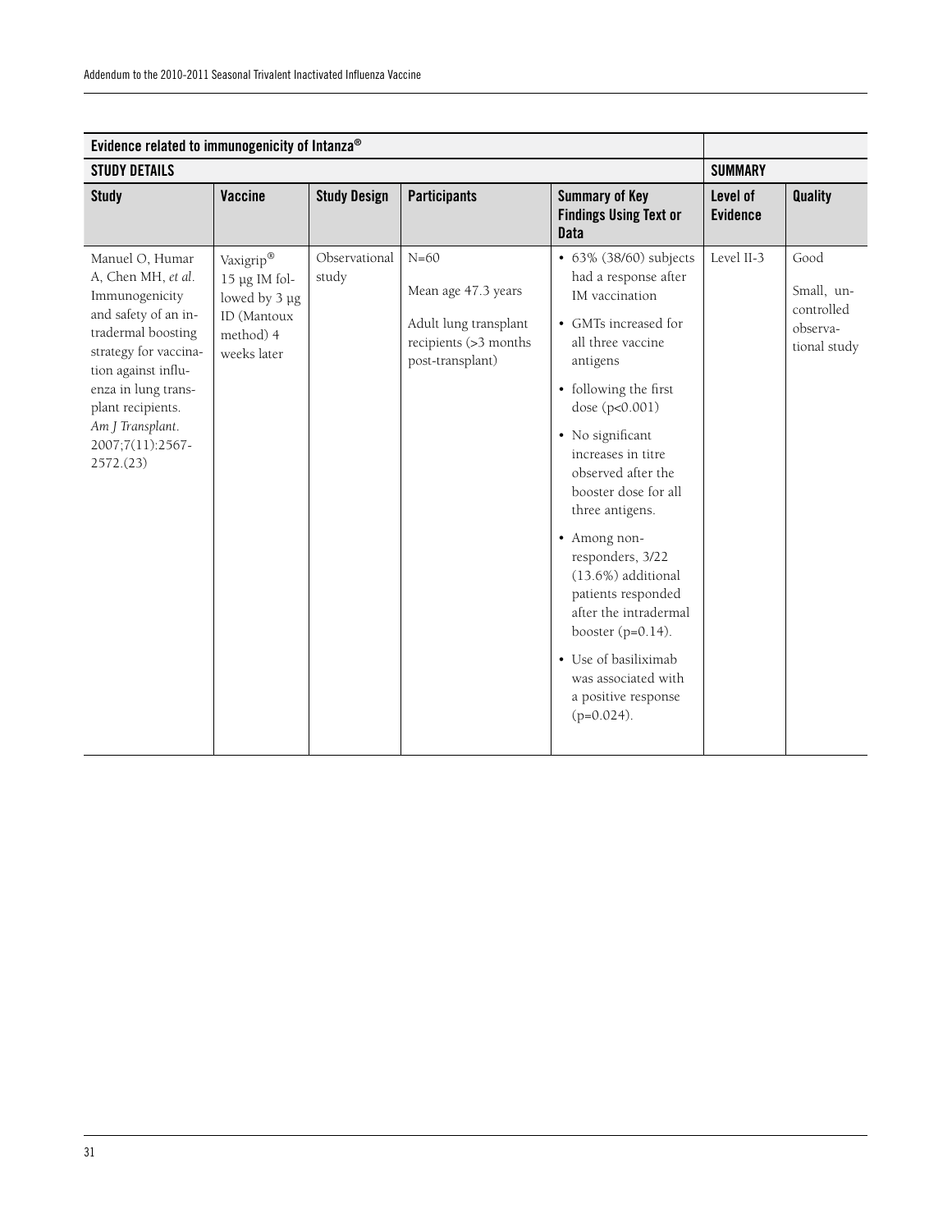| Evidence related to immunogenicity of Intanza® | | | | | | |
|---|---|---|---|---|---|---|
| **STUDY DETAILS** | | | | | **SUMMARY** | |
| **Study** | **Vaccine** | **Study Design** | **Participants** | **Summary of Key Findings Using Text or Data** | **Level of Evidence** | **Quality** |
| Manuel O, Humar A, Chen MH, *et al.* Immunogenicity and safety of an intradermal boosting strategy for vaccination against influenza in lung transplant recipients. *Am J Transplant*. 2007;7(11):2567-2572.(23) | Vaxigrip® 15 µg IM followed by 3 µg ID (Mantoux method) 4 weeks later | Observational study | N=60<br><br>Mean age 47.3 years<br><br>Adult lung transplant recipients (>3 months post-transplant) | • 63% (38/60) subjects had a response after IM vaccination<br>• GMTs increased for all three vaccine antigens<br>• following the first dose (p<0.001)<br>• No significant increases in titre observed after the booster dose for all three antigens.<br>• Among non-responders, 3/22 (13.6%) additional patients responded after the intradermal booster (p=0.14).<br>• Use of basiliximab was associated with a positive response (p=0.024). | Level II-3 | Good<br><br>Small, uncontrolled observational study |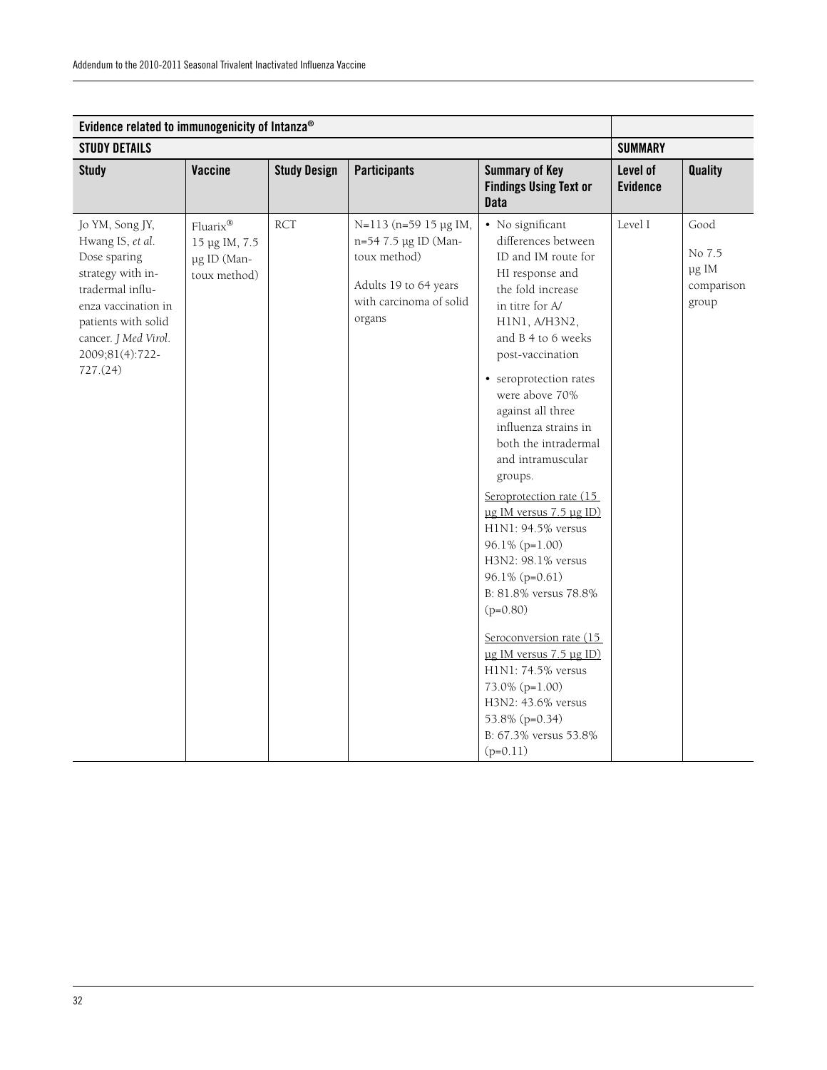| Evidence related to immunogenicity of Intanza® | | | | | | |
|---|---|---|---|---|---|---|
| **STUDY DETAILS** | | | | | **SUMMARY** | |
| **Study** | **Vaccine** | **Study Design** | **Participants** | **Summary of Key Findings Using Text or Data** | **Level of Evidence** | **Quality** |
| Jo YM, Song JY, Hwang IS, *et al.* Dose sparing strategy with intradermal influenza vaccination in patients with solid cancer. *J Med Virol.* 2009;81(4):722-727.(24) | Fluarix® 15 µg IM, 7.5 µg ID (Mantoux method) | RCT | N=113 (n=59 15 µg IM, n=54 7.5 µg ID (Mantoux method)<br><br>Adults 19 to 64 years with carcinoma of solid organs | • No significant differences between ID and IM route for HI response and the fold increase in titre for A/H1N1, A/H3N2, and B 4 to 6 weeks post-vaccination<br><br>• seroprotection rates were above 70% against all three influenza strains in both the intradermal and intramuscular groups.<br><br><u>Seroprotection rate (15 µg IM versus 7.5 µg ID)</u><br>H1N1: 94.5% versus 96.1% (p=1.00)<br>H3N2: 98.1% versus 96.1% (p=0.61)<br>B: 81.8% versus 78.8% (p=0.80)<br><br><u>Seroconversion rate (15 µg IM versus 7.5 µg ID)</u><br>H1N1: 74.5% versus 73.0% (p=1.00)<br>H3N2: 43.6% versus 53.8% (p=0.34)<br>B: 67.3% versus 53.8% (p=0.11) | Level I | Good<br><br>No 7.5 µg IM comparison group |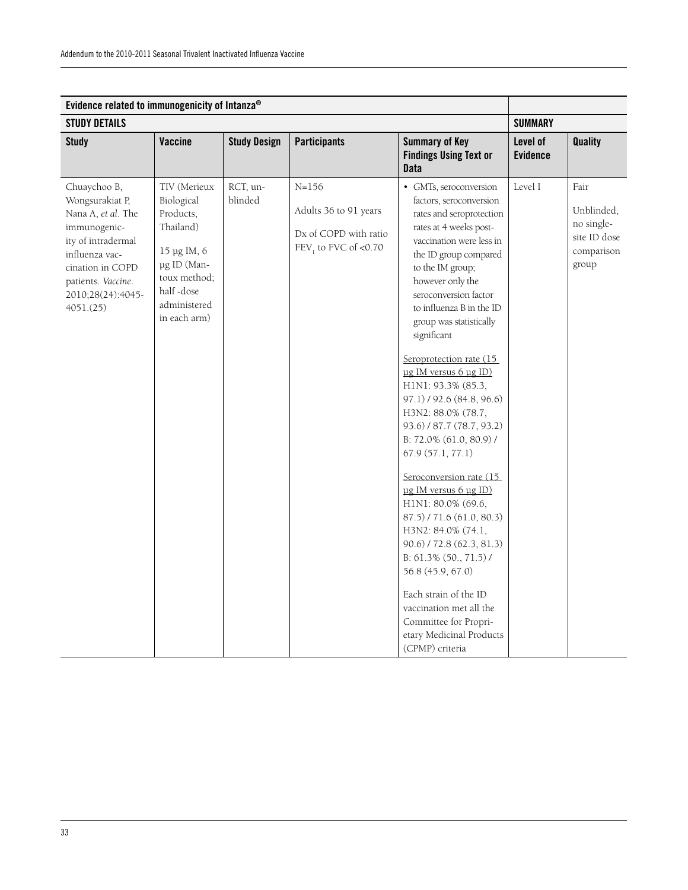| Evidence related to immunogenicity of Intanza® | | | | | | |
|---|---|---|---|---|---|---|
| **STUDY DETAILS** | | | | | **SUMMARY** | |
| **Study** | **Vaccine** | **Study Design** | **Participants** | **Summary of Key Findings Using Text or Data** | **Level of Evidence** | **Quality** |
| Chuaychoo B, Wongsurakiat P, Nana A, *et al*. The immunogenicity of intradermal influenza vaccination in COPD patients. *Vaccine*. 2010;28(24):4045-4051.(25) | TIV (Merieux Biological Products, Thailand)<br><br>15 µg IM, 6 µg ID (Mantoux method; half -dose administered in each arm) | RCT, unblinded | N=156<br><br>Adults 36 to 91 years<br><br>Dx of COPD with ratio $FEV_1$ to FVC of <0.70 | • GMTs, seroconversion factors, seroconversion rates and seroprotection rates at 4 weeks post-vaccination were less in the ID group compared to the IM group; however only the seroconversion factor to influenza B in the ID group was statistically significant<br><br><u>Seroprotection rate (15 µg IM versus 6 µg ID)</u><br>H1N1: 93.3% (85.3, 97.1) / 92.6 (84.8, 96.6)<br>H3N2: 88.0% (78.7, 93.6) / 87.7 (78.7, 93.2)<br>B: 72.0% (61.0, 80.9) / 67.9 (57.1, 77.1)<br><br><u>Seroconversion rate (15 µg IM versus 6 µg ID)</u><br>H1N1: 80.0% (69.6, 87.5) / 71.6 (61.0, 80.3)<br>H3N2: 84.0% (74.1, 90.6) / 72.8 (62.3, 81.3)<br>B: 61.3% (50., 71.5) / 56.8 (45.9, 67.0)<br><br>Each strain of the ID vaccination met all the Committee for Proprietary Medicinal Products (CPMP) criteria | Level I | Fair<br><br>Unblinded, no single-site ID dose comparison group |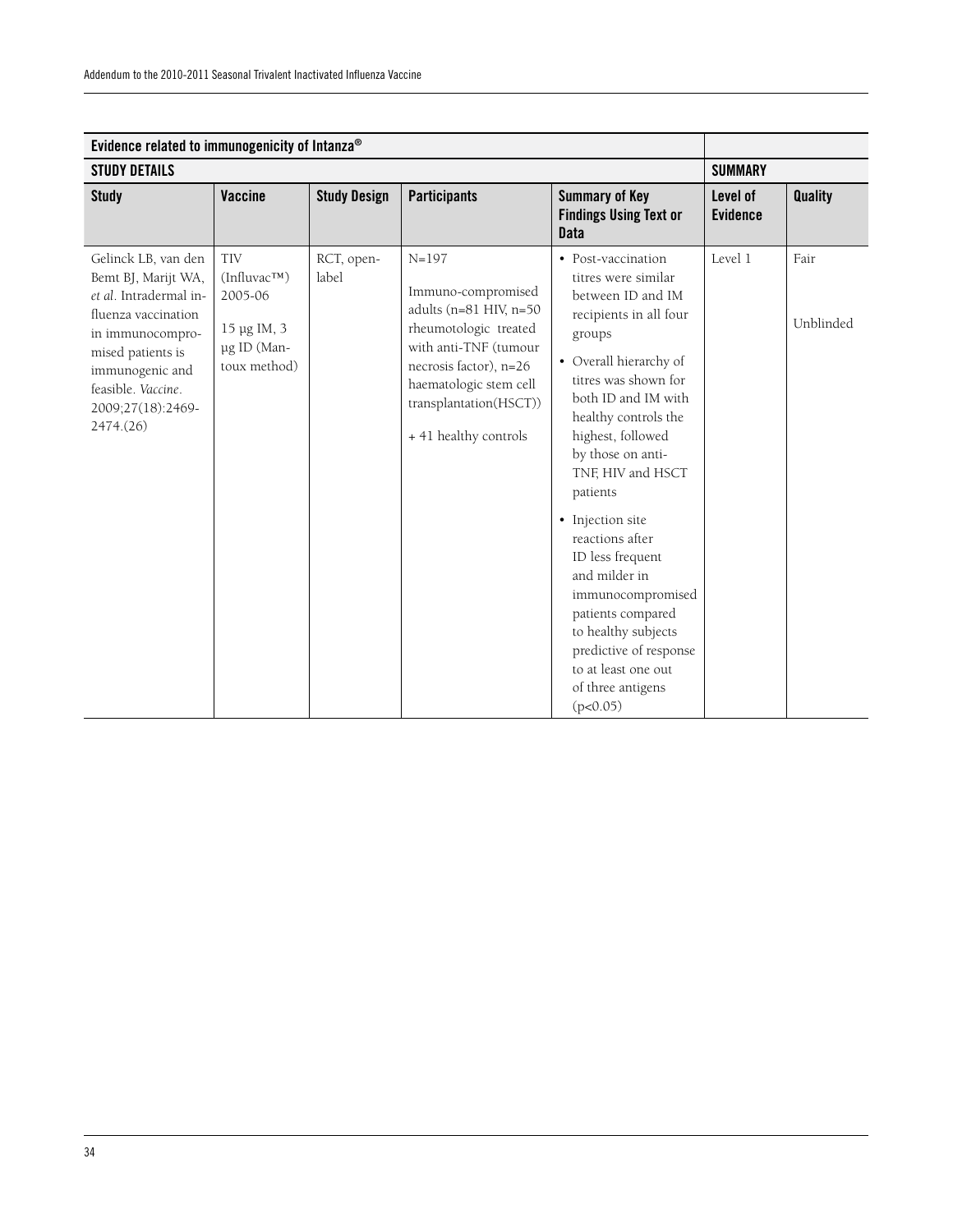| Evidence related to immunogenicity of Intanza® | | | | | | |
|---|---|---|---|---|---|---|
| **STUDY DETAILS** | | | | | **SUMMARY** | |
| **Study** | **Vaccine** | **Study Design** | **Participants** | **Summary of Key Findings Using Text or Data** | **Level of Evidence** | **Quality** |
| Gelinck LB, van den Bemt BJ, Marijt WA, *et al*. Intradermal influenza vaccination in immunocompromised patients is immunogenic and feasible. *Vaccine*. 2009;27(18):2469-2474.(26) | TIV (Influvac™) 2005-06<br><br>15 µg IM, 3 µg ID (Mantoux method) | RCT, open-label | N=197<br><br>Immuno-compromised adults (n=81 HIV, n=50 rheumotologic treated with anti-TNF (tumour necrosis factor), n=26 haematologic stem cell transplantation(HSCT))<br><br>+ 41 healthy controls | • Post-vaccination titres were similar between ID and IM recipients in all four groups<br>• Overall hierarchy of titres was shown for both ID and IM with healthy controls the highest, followed by those on anti-TNF, HIV and HSCT patients<br>• Injection site reactions after ID less frequent and milder in immunocompromised patients compared to healthy subjects predictive of response to at least one out of three antigens ($p<0.05$) | Level 1 | Fair<br><br>Unblinded |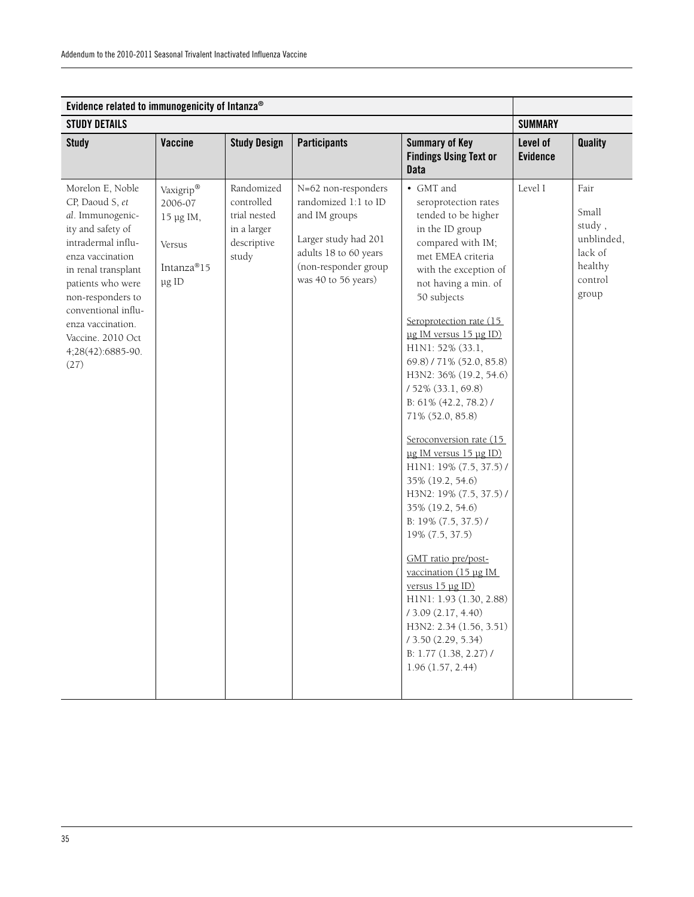| Evidence related to immunogenicity of Intanza® | | | | | | |
|---|---|---|---|---|---|---|
| **STUDY DETAILS** | | | | | **SUMMARY** | |
| **Study** | **Vaccine** | **Study Design** | **Participants** | **Summary of Key Findings Using Text or Data** | **Level of Evidence** | **Quality** |
| Morelon E, Noble CP, Daoud S, *et al*. Immunogenicity and safety of intradermal influenza vaccination in renal transplant patients who were non-responders to conventional influenza vaccination. Vaccine. 2010 Oct 4;28(42):6885-90. (27) | Vaxigrip® 2006-07 15 µg IM, Versus Intanza®15 µg ID | Randomized controlled trial nested in a larger descriptive study | N=62 non-responders randomized 1:1 to ID and IM groups<br><br>Larger study had 201 adults 18 to 60 years (non-responder group was 40 to 56 years) | • GMT and seroprotection rates tended to be higher in the ID group compared with IM; met EMEA criteria with the exception of not having a min. of 50 subjects<br><br><u>Seroprotection rate (15 µg IM versus 15 µg ID)</u><br>H1N1: 52% (33.1, 69.8) / 71% (52.0, 85.8)<br>H3N2: 36% (19.2, 54.6) / 52% (33.1, 69.8)<br>B: 61% (42.2, 78.2) / 71% (52.0, 85.8)<br><br><u>Seroconversion rate (15 µg IM versus 15 µg ID)</u><br>H1N1: 19% (7.5, 37.5) / 35% (19.2, 54.6)<br>H3N2: 19% (7.5, 37.5) / 35% (19.2, 54.6)<br>B: 19% (7.5, 37.5) / 19% (7.5, 37.5)<br><br><u>GMT ratio pre/post-vaccination (15 µg IM versus 15 µg ID)</u><br>H1N1: 1.93 (1.30, 2.88) / 3.09 (2.17, 4.40)<br>H3N2: 2.34 (1.56, 3.51) / 3.50 (2.29, 5.34)<br>B: 1.77 (1.38, 2.27) / 1.96 (1.57, 2.44) | Level I | Fair<br><br>Small study , unblinded, lack of healthy control group |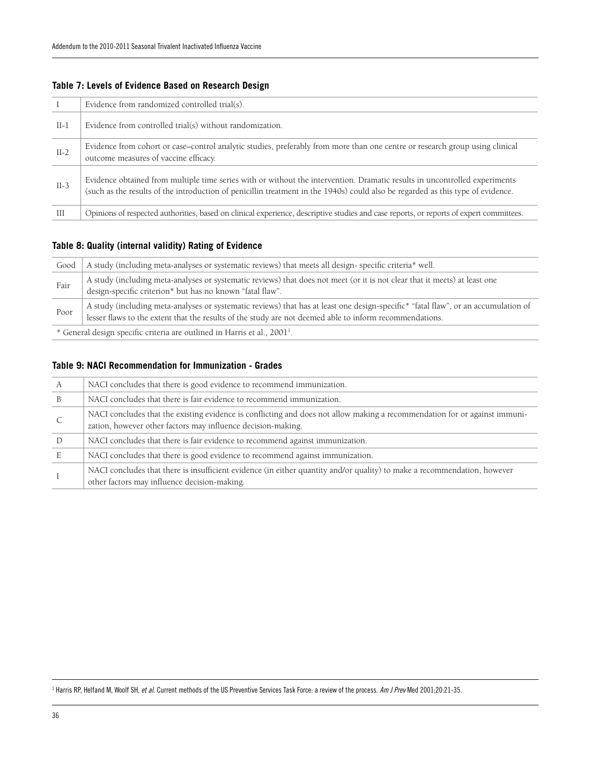### Table 7: Levels of Evidence Based on Research Design

| | |
|---|---|
| I | Evidence from randomized controlled trial(s). |
| II-1 | Evidence from controlled trial(s) without randomization. |
| II-2 | Evidence from cohort or case–control analytic studies, preferably from more than one centre or research group using clinical outcome measures of vaccine efficacy. |
| II-3 | Evidence obtained from multiple time series with or without the intervention. Dramatic results in uncontrolled experiments (such as the results of the introduction of penicillin treatment in the 1940s) could also be regarded as this type of evidence. |
| III | Opinions of respected authorities, based on clinical experience, descriptive studies and case reports, or reports of expert committees. |

### Table 8: Quality (internal validity) Rating of Evidence

| | |
|---|---|
| Good | A study (including meta-analyses or systematic reviews) that meets all design- specific criteria* well. |
| Fair | A study (including meta-analyses or systematic reviews) that does not meet (or it is not clear that it meets) at least one design-specific criterion* but has no known "fatal flaw". |
| Poor | A study (including meta-analyses or systematic reviews) that has at least one design-specific* "fatal flaw", or an accumulation of lesser flaws to the extent that the results of the study are not deemed able to inform recommendations. |
| * General design specific criteria are outlined in Harris et al., 2001[1]. | |

### Table 9: NACI Recommendation for Immunization - Grades

| | |
|---|---|
| A | NACI concludes that there is good evidence to recommend immunization. |
| B | NACI concludes that there is fair evidence to recommend immunization. |
| C | NACI concludes that the existing evidence is conflicting and does not allow making a recommendation for or against immunization, however other factors may influence decision-making. |
| D | NACI concludes that there is fair evidence to recommend against immunization. |
| E | NACI concludes that there is good evidence to recommend against immunization. |
| I | NACI concludes that there is insufficient evidence (in either quantity and/or quality) to make a recommendation, however other factors may influence decision-making. |

[1] Harris RP, Helfand M, Woolf SH, *et al.* Current methods of the US Preventive Services Task Force: a review of the process. *Am J Prev* Med 2001;20:21-35.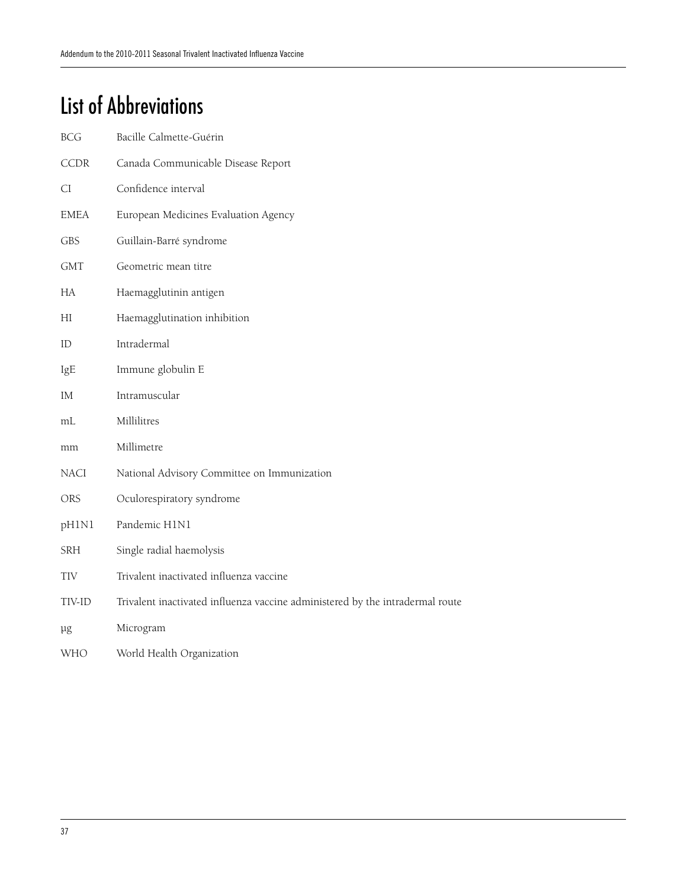# List of Abbreviations

| | |
|---|---|
| BCG | Bacille Calmette-Guérin |
| CCDR | Canada Communicable Disease Report |
| CI | Confidence interval |
| EMEA | European Medicines Evaluation Agency |
| GBS | Guillain-Barré syndrome |
| GMT | Geometric mean titre |
| HA | Haemagglutinin antigen |
| HI | Haemagglutination inhibition |
| ID | Intradermal |
| IgE | Immune globulin E |
| IM | Intramuscular |
| mL | Millilitres |
| mm | Millimetre |
| NACI | National Advisory Committee on Immunization |
| ORS | Oculorespiratory syndrome |
| pH1N1 | Pandemic H1N1 |
| SRH | Single radial haemolysis |
| TIV | Trivalent inactivated influenza vaccine |
| TIV-ID | Trivalent inactivated influenza vaccine administered by the intradermal route |
| µg | Microgram |
| WHO | World Health Organization |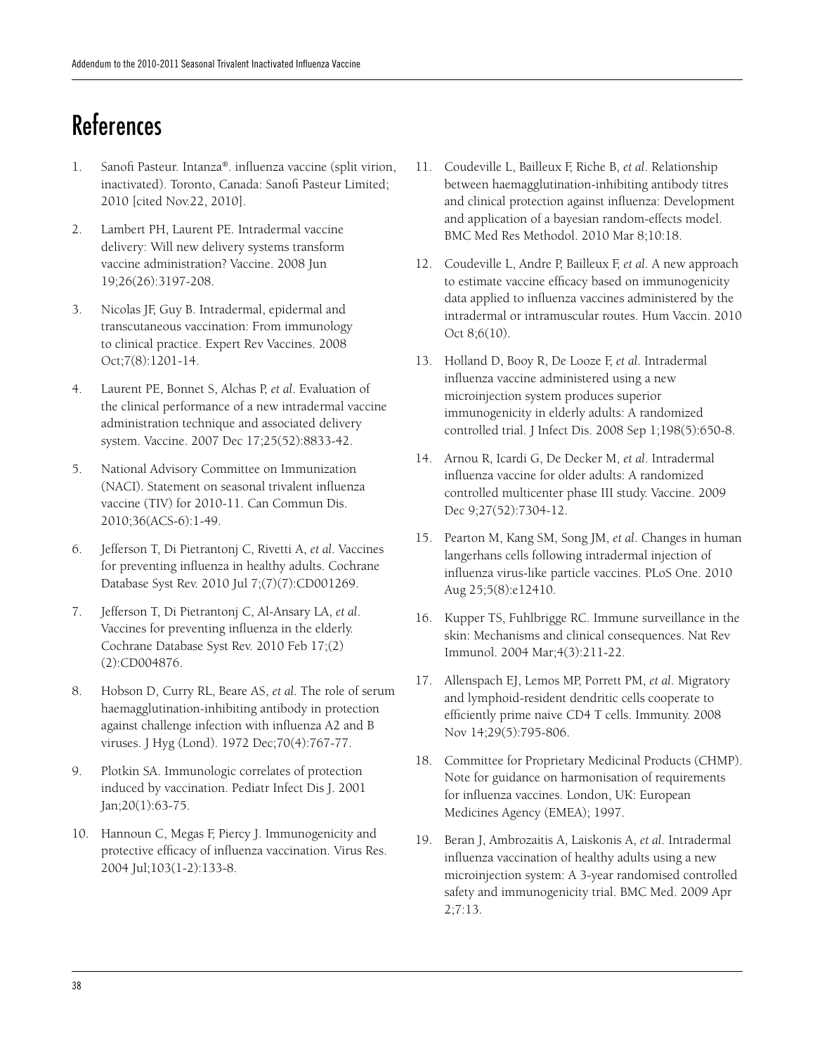# References

1. Sanofi Pasteur. Intanza®. influenza vaccine (split virion, inactivated). Toronto, Canada: Sanofi Pasteur Limited; 2010 [cited Nov.22, 2010].

2. Lambert PH, Laurent PE. Intradermal vaccine delivery: Will new delivery systems transform vaccine administration? Vaccine. 2008 Jun 19;26(26):3197-208.

3. Nicolas JF, Guy B. Intradermal, epidermal and transcutaneous vaccination: From immunology to clinical practice. Expert Rev Vaccines. 2008 Oct;7(8):1201-14.

4. Laurent PE, Bonnet S, Alchas P, *et al*. Evaluation of the clinical performance of a new intradermal vaccine administration technique and associated delivery system. Vaccine. 2007 Dec 17;25(52):8833-42.

5. National Advisory Committee on Immunization (NACI). Statement on seasonal trivalent influenza vaccine (TIV) for 2010-11. Can Commun Dis. 2010;36(ACS-6):1-49.

6. Jefferson T, Di Pietrantonj C, Rivetti A, *et al*. Vaccines for preventing influenza in healthy adults. Cochrane Database Syst Rev. 2010 Jul 7;(7)(7):CD001269.

7. Jefferson T, Di Pietrantonj C, Al-Ansary LA, *et al*. Vaccines for preventing influenza in the elderly. Cochrane Database Syst Rev. 2010 Feb 17;(2)(2):CD004876.

8. Hobson D, Curry RL, Beare AS, *et al*. The role of serum haemagglutination-inhibiting antibody in protection against challenge infection with influenza A2 and B viruses. J Hyg (Lond). 1972 Dec;70(4):767-77.

9. Plotkin SA. Immunologic correlates of protection induced by vaccination. Pediatr Infect Dis J. 2001 Jan;20(1):63-75.

10. Hannoun C, Megas F, Piercy J. Immunogenicity and protective efficacy of influenza vaccination. Virus Res. 2004 Jul;103(1-2):133-8.

11. Coudeville L, Bailleux F, Riche B, *et al*. Relationship between haemagglutination-inhibiting antibody titres and clinical protection against influenza: Development and application of a bayesian random-effects model. BMC Med Res Methodol. 2010 Mar 8;10:18.

12. Coudeville L, Andre P, Bailleux F, *et al*. A new approach to estimate vaccine efficacy based on immunogenicity data applied to influenza vaccines administered by the intradermal or intramuscular routes. Hum Vaccin. 2010 Oct 8;6(10).

13. Holland D, Booy R, De Looze F, *et al*. Intradermal influenza vaccine administered using a new microinjection system produces superior immunogenicity in elderly adults: A randomized controlled trial. J Infect Dis. 2008 Sep 1;198(5):650-8.

14. Arnou R, Icardi G, De Decker M, *et al*. Intradermal influenza vaccine for older adults: A randomized controlled multicenter phase III study. Vaccine. 2009 Dec 9;27(52):7304-12.

15. Pearton M, Kang SM, Song JM, *et al*. Changes in human langerhans cells following intradermal injection of influenza virus-like particle vaccines. PLoS One. 2010 Aug 25;5(8):e12410.

16. Kupper TS, Fuhlbrigge RC. Immune surveillance in the skin: Mechanisms and clinical consequences. Nat Rev Immunol. 2004 Mar;4(3):211-22.

17. Allenspach EJ, Lemos MP, Porrett PM, *et al*. Migratory and lymphoid-resident dendritic cells cooperate to efficiently prime naive CD4 T cells. Immunity. 2008 Nov 14;29(5):795-806.

18. Committee for Proprietary Medicinal Products (CHMP). Note for guidance on harmonisation of requirements for influenza vaccines. London, UK: European Medicines Agency (EMEA); 1997.

19. Beran J, Ambrozaitis A, Laiskonis A, *et al*. Intradermal influenza vaccination of healthy adults using a new microinjection system: A 3-year randomised controlled safety and immunogenicity trial. BMC Med. 2009 Apr 2;7:13.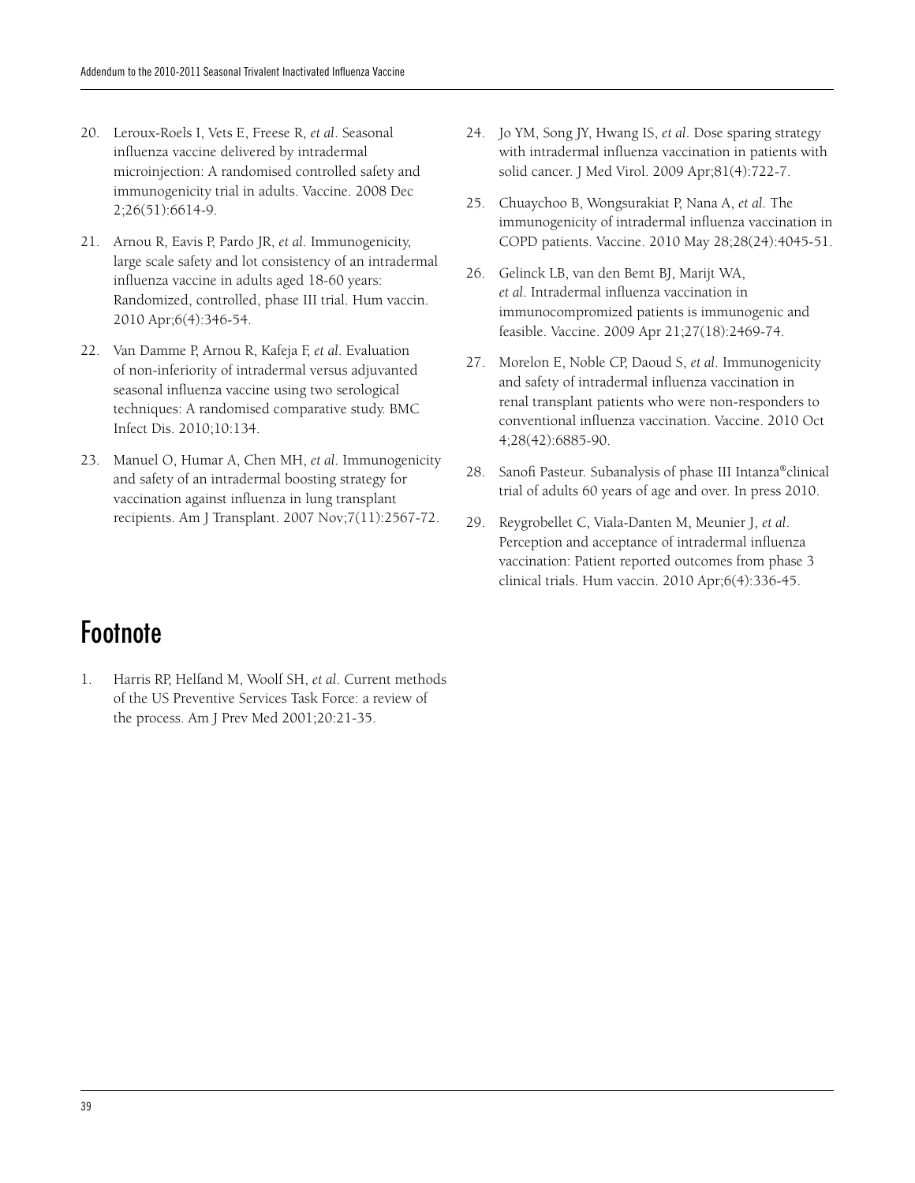20. Leroux-Roels I, Vets E, Freese R, *et al*. Seasonal influenza vaccine delivered by intradermal microinjection: A randomised controlled safety and immunogenicity trial in adults. Vaccine. 2008 Dec 2;26(51):6614-9.
21. Arnou R, Eavis P, Pardo JR, *et al*. Immunogenicity, large scale safety and lot consistency of an intradermal influenza vaccine in adults aged 18-60 years: Randomized, controlled, phase III trial. Hum vaccin. 2010 Apr;6(4):346-54.
22. Van Damme P, Arnou R, Kafeja F, *et al*. Evaluation of non-inferiority of intradermal versus adjuvanted seasonal influenza vaccine using two serological techniques: A randomised comparative study. BMC Infect Dis. 2010;10:134.
23. Manuel O, Humar A, Chen MH, *et al*. Immunogenicity and safety of an intradermal boosting strategy for vaccination against influenza in lung transplant recipients. Am J Transplant. 2007 Nov;7(11):2567-72.
24. Jo YM, Song JY, Hwang IS, *et al*. Dose sparing strategy with intradermal influenza vaccination in patients with solid cancer. J Med Virol. 2009 Apr;81(4):722-7.
25. Chuaychoo B, Wongsurakiat P, Nana A, *et al*. The immunogenicity of intradermal influenza vaccination in COPD patients. Vaccine. 2010 May 28;28(24):4045-51.
26. Gelinck LB, van den Bemt BJ, Marijt WA, *et al*. Intradermal influenza vaccination in immunocompromized patients is immunogenic and feasible. Vaccine. 2009 Apr 21;27(18):2469-74.
27. Morelon E, Noble CP, Daoud S, *et al*. Immunogenicity and safety of intradermal influenza vaccination in renal transplant patients who were non-responders to conventional influenza vaccination. Vaccine. 2010 Oct 4;28(42):6885-90.
28. Sanofi Pasteur. Subanalysis of phase III Intanza®clinical trial of adults 60 years of age and over. In press 2010.
29. Reygrobellet C, Viala-Danten M, Meunier J, *et al*. Perception and acceptance of intradermal influenza vaccination: Patient reported outcomes from phase 3 clinical trials. Hum vaccin. 2010 Apr;6(4):336-45.

# Footnote

1. Harris RP, Helfand M, Woolf SH, *et al*. Current methods of the US Preventive Services Task Force: a review of the process. Am J Prev Med 2001;20:21-35.